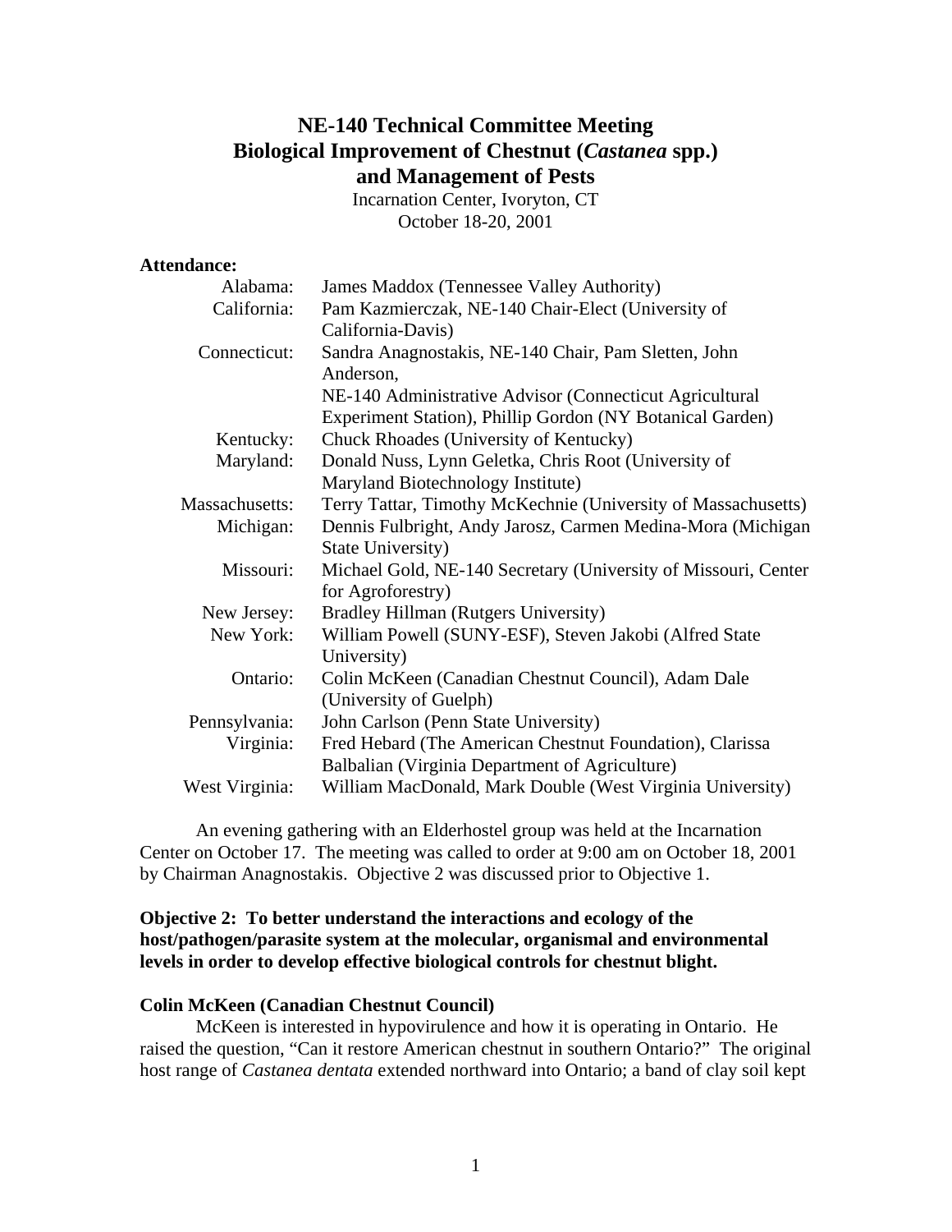# NE-140 Technical Committee Meeting
# Biological Improvement of Chestnut (*Castanea* spp.) and Management of Pests

Incarnation Center, Ivoryton, CT
October 18-20, 2001

**Attendance:**

| | |
|---|---|
| Alabama: | James Maddox (Tennessee Valley Authority) |
| California: | Pam Kazmierczak, NE-140 Chair-Elect (University of California-Davis) |
| Connecticut: | Sandra Anagnostakis, NE-140 Chair, Pam Sletten, John Anderson, NE-140 Administrative Advisor (Connecticut Agricultural Experiment Station), Phillip Gordon (NY Botanical Garden) |
| Kentucky: | Chuck Rhoades (University of Kentucky) |
| Maryland: | Donald Nuss, Lynn Geletka, Chris Root (University of Maryland Biotechnology Institute) |
| Massachusetts: | Terry Tattar, Timothy McKechnie (University of Massachusetts) |
| Michigan: | Dennis Fulbright, Andy Jarosz, Carmen Medina-Mora (Michigan State University) |
| Missouri: | Michael Gold, NE-140 Secretary (University of Missouri, Center for Agroforestry) |
| New Jersey: | Bradley Hillman (Rutgers University) |
| New York: | William Powell (SUNY-ESF), Steven Jakobi (Alfred State University) |
| Ontario: | Colin McKeen (Canadian Chestnut Council), Adam Dale (University of Guelph) |
| Pennsylvania: | John Carlson (Penn State University) |
| Virginia: | Fred Hebard (The American Chestnut Foundation), Clarissa Balbalian (Virginia Department of Agriculture) |
| West Virginia: | William MacDonald, Mark Double (West Virginia University) |

An evening gathering with an Elderhostel group was held at the Incarnation Center on October 17. The meeting was called to order at 9:00 am on October 18, 2001 by Chairman Anagnostakis. Objective 2 was discussed prior to Objective 1.

**Objective 2: To better understand the interactions and ecology of the host/pathogen/parasite system at the molecular, organismal and environmental levels in order to develop effective biological controls for chestnut blight.**

**Colin McKeen (Canadian Chestnut Council)**

McKeen is interested in hypovirulence and how it is operating in Ontario. He raised the question, "Can it restore American chestnut in southern Ontario?" The original host range of *Castanea dentata* extended northward into Ontario; a band of clay soil kept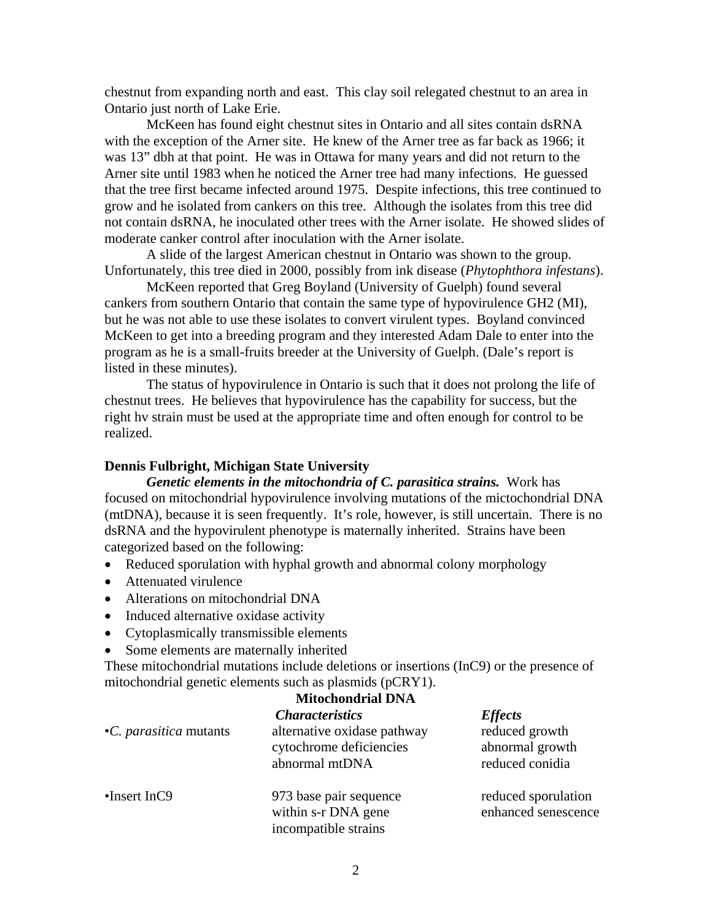chestnut from expanding north and east. This clay soil relegated chestnut to an area in Ontario just north of Lake Erie.

McKeen has found eight chestnut sites in Ontario and all sites contain dsRNA with the exception of the Arner site. He knew of the Arner tree as far back as 1966; it was 13" dbh at that point. He was in Ottawa for many years and did not return to the Arner site until 1983 when he noticed the Arner tree had many infections. He guessed that the tree first became infected around 1975. Despite infections, this tree continued to grow and he isolated from cankers on this tree. Although the isolates from this tree did not contain dsRNA, he inoculated other trees with the Arner isolate. He showed slides of moderate canker control after inoculation with the Arner isolate.

A slide of the largest American chestnut in Ontario was shown to the group. Unfortunately, this tree died in 2000, possibly from ink disease (*Phytophthora infestans*).

McKeen reported that Greg Boyland (University of Guelph) found several cankers from southern Ontario that contain the same type of hypovirulence GH2 (MI), but he was not able to use these isolates to convert virulent types. Boyland convinced McKeen to get into a breeding program and they interested Adam Dale to enter into the program as he is a small-fruits breeder at the University of Guelph. (Dale's report is listed in these minutes).

The status of hypovirulence in Ontario is such that it does not prolong the life of chestnut trees. He believes that hypovirulence has the capability for success, but the right hv strain must be used at the appropriate time and often enough for control to be realized.

**Dennis Fulbright, Michigan State University**

***Genetic elements in the mitochondria of C. parasitica strains.*** Work has focused on mitochondrial hypovirulence involving mutations of the mictochondrial DNA (mtDNA), because it is seen frequently. It's role, however, is still uncertain. There is no dsRNA and the hypovirulent phenotype is maternally inherited. Strains have been categorized based on the following:

- Reduced sporulation with hyphal growth and abnormal colony morphology
- Attenuated virulence
- Alterations on mitochondrial DNA
- Induced alternative oxidase activity
- Cytoplasmically transmissible elements
- Some elements are maternally inherited

These mitochondrial mutations include deletions or insertions (InC9) or the presence of mitochondrial genetic elements such as plasmids (pCRY1).

**Mitochondrial DNA**

| | ***Characteristics*** | ***Effects*** |
|---|---|---|
| •*C. parasitica* mutants | alternative oxidase pathway<br>cytochrome deficiencies<br>abnormal mtDNA | reduced growth<br>abnormal growth<br>reduced conidia |
| •Insert InC9 | 973 base pair sequence<br>within s-r DNA gene<br>incompatible strains | reduced sporulation<br>enhanced senescence |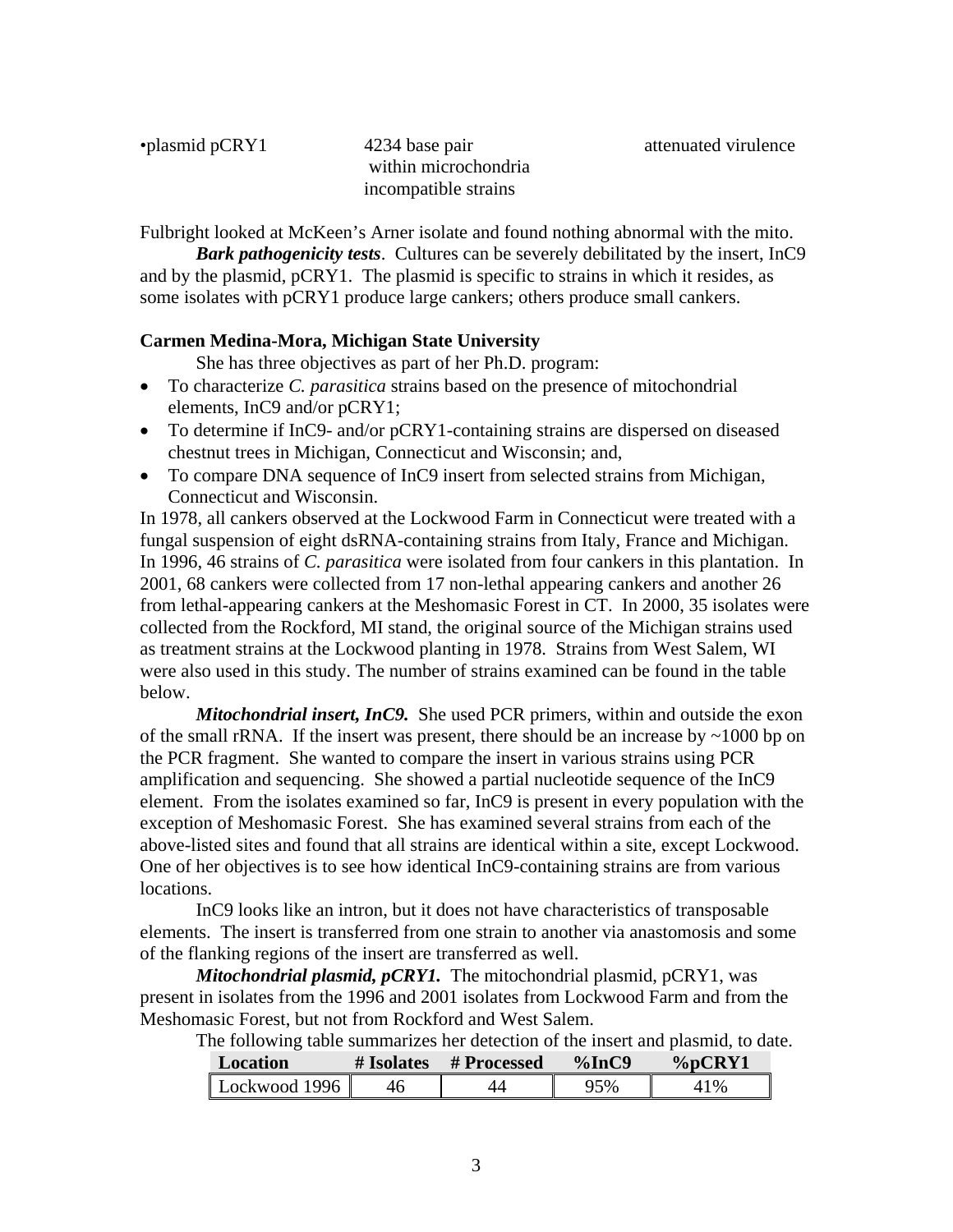| •plasmid pCRY1 | 4234 base pair within microchondria incompatible strains | attenuated virulence |
|---|---|---|

Fulbright looked at McKeen's Arner isolate and found nothing abnormal with the mito.

***Bark pathogenicity tests***. Cultures can be severely debilitated by the insert, InC9 and by the plasmid, pCRY1. The plasmid is specific to strains in which it resides, as some isolates with pCRY1 produce large cankers; others produce small cankers.

**Carmen Medina-Mora, Michigan State University**

She has three objectives as part of her Ph.D. program:

- To characterize *C. parasitica* strains based on the presence of mitochondrial elements, InC9 and/or pCRY1;
- To determine if InC9- and/or pCRY1-containing strains are dispersed on diseased chestnut trees in Michigan, Connecticut and Wisconsin; and,
- To compare DNA sequence of InC9 insert from selected strains from Michigan, Connecticut and Wisconsin.

In 1978, all cankers observed at the Lockwood Farm in Connecticut were treated with a fungal suspension of eight dsRNA-containing strains from Italy, France and Michigan. In 1996, 46 strains of *C. parasitica* were isolated from four cankers in this plantation. In 2001, 68 cankers were collected from 17 non-lethal appearing cankers and another 26 from lethal-appearing cankers at the Meshomasic Forest in CT. In 2000, 35 isolates were collected from the Rockford, MI stand, the original source of the Michigan strains used as treatment strains at the Lockwood planting in 1978. Strains from West Salem, WI were also used in this study. The number of strains examined can be found in the table below.

***Mitochondrial insert, InC9.*** She used PCR primers, within and outside the exon of the small rRNA. If the insert was present, there should be an increase by ~1000 bp on the PCR fragment. She wanted to compare the insert in various strains using PCR amplification and sequencing. She showed a partial nucleotide sequence of the InC9 element. From the isolates examined so far, InC9 is present in every population with the exception of Meshomasic Forest. She has examined several strains from each of the above-listed sites and found that all strains are identical within a site, except Lockwood. One of her objectives is to see how identical InC9-containing strains are from various locations.

InC9 looks like an intron, but it does not have characteristics of transposable elements. The insert is transferred from one strain to another via anastomosis and some of the flanking regions of the insert are transferred as well.

***Mitochondrial plasmid, pCRY1.*** The mitochondrial plasmid, pCRY1, was present in isolates from the 1996 and 2001 isolates from Lockwood Farm and from the Meshomasic Forest, but not from Rockford and West Salem.

The following table summarizes her detection of the insert and plasmid, to date.

| Location | # Isolates | # Processed | %InC9 | %pCRY1 |
|---|---|---|---|---|
| Lockwood 1996 | 46 | 44 | 95% | 41% |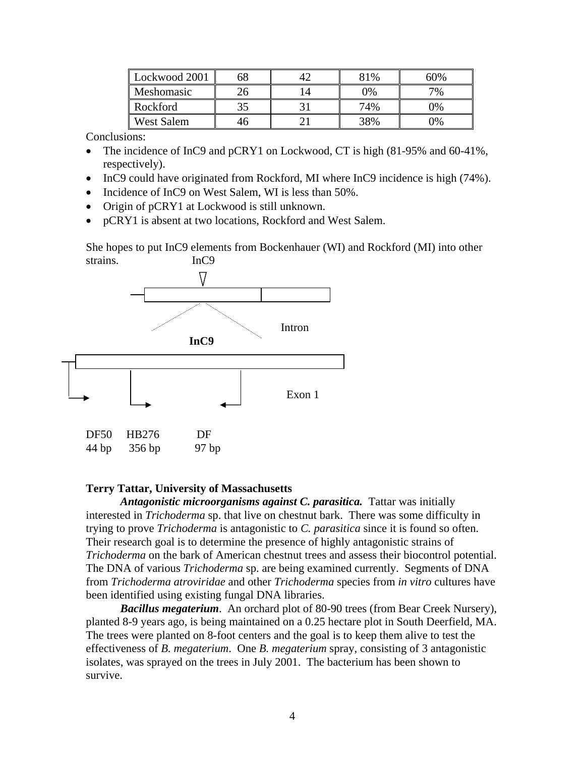| Lockwood 2001 | 68 | 42 | 81% | 60% |
|---|---|---|---|---|
| Meshomasic | 26 | 14 | 0% | 7% |
| Rockford | 35 | 31 | 74% | 0% |
| West Salem | 46 | 21 | 38% | 0% |

Conclusions:

- The incidence of InC9 and pCRY1 on Lockwood, CT is high (81-95% and 60-41%, respectively).
- InC9 could have originated from Rockford, MI where InC9 incidence is high (74%).
- Incidence of InC9 on West Salem, WI is less than 50%.
- Origin of pCRY1 at Lockwood is still unknown.
- pCRY1 is absent at two locations, Rockford and West Salem.

She hopes to put InC9 elements from Bockenhauer (WI) and Rockford (MI) into other strains.

InC9

Intron

**InC9**

Exon 1

DF50 HB276 DF
44 bp 356 bp 97 bp

**Terry Tattar, University of Massachusetts**

***Antagonistic microorganisms against C. parasitica.*** Tattar was initially interested in *Trichoderma* sp. that live on chestnut bark. There was some difficulty in trying to prove *Trichoderma* is antagonistic to *C. parasitica* since it is found so often. Their research goal is to determine the presence of highly antagonistic strains of *Trichoderma* on the bark of American chestnut trees and assess their biocontrol potential. The DNA of various *Trichoderma* sp. are being examined currently. Segments of DNA from *Trichoderma atroviridae* and other *Trichoderma* species from *in vitro* cultures have been identified using existing fungal DNA libraries.

***Bacillus megaterium***. An orchard plot of 80-90 trees (from Bear Creek Nursery), planted 8-9 years ago, is being maintained on a 0.25 hectare plot in South Deerfield, MA. The trees were planted on 8-foot centers and the goal is to keep them alive to test the effectiveness of *B. megaterium*. One *B. megaterium* spray, consisting of 3 antagonistic isolates, was sprayed on the trees in July 2001. The bacterium has been shown to survive.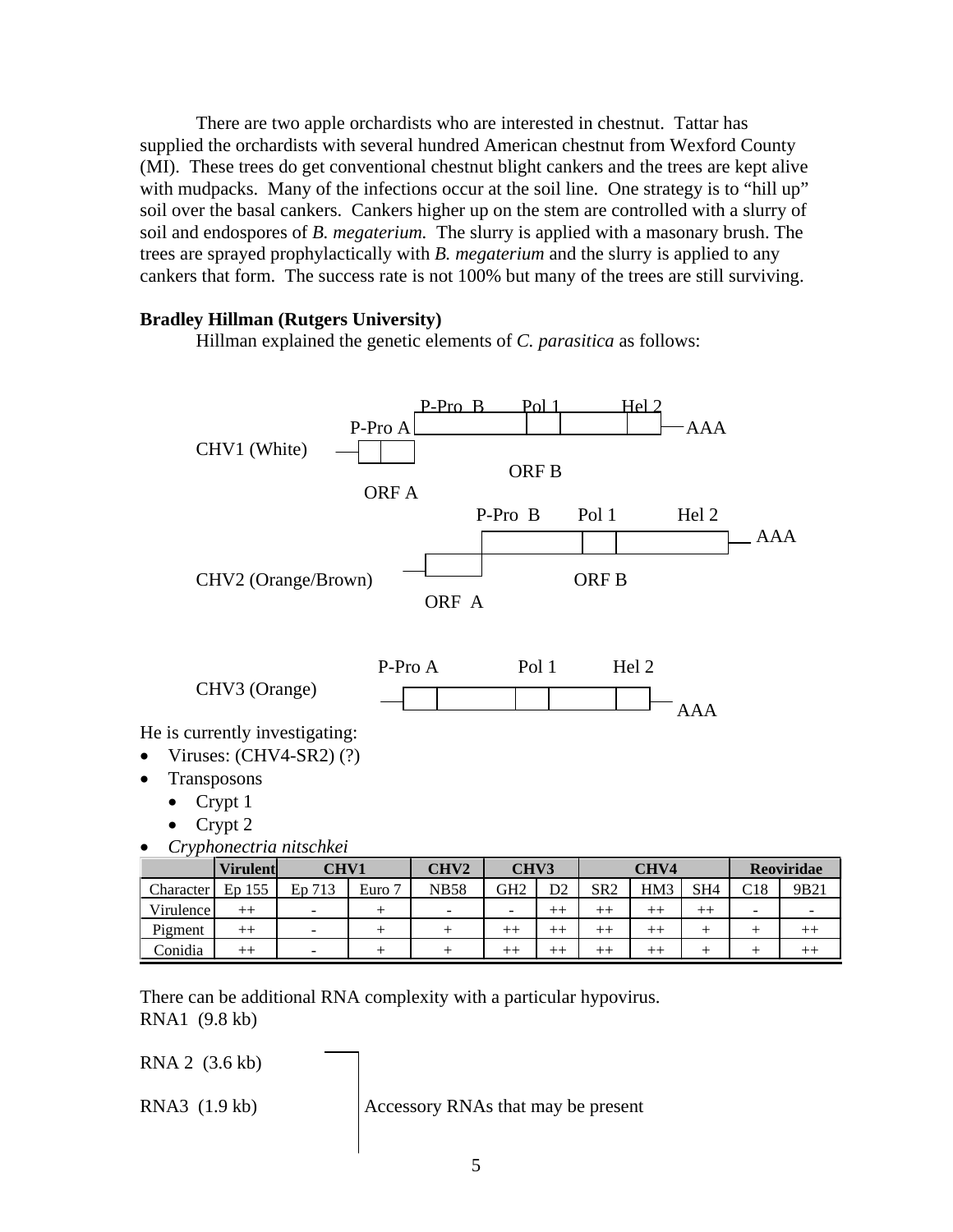There are two apple orchardists who are interested in chestnut. Tattar has supplied the orchardists with several hundred American chestnut from Wexford County (MI). These trees do get conventional chestnut blight cankers and the trees are kept alive with mudpacks. Many of the infections occur at the soil line. One strategy is to "hill up" soil over the basal cankers. Cankers higher up on the stem are controlled with a slurry of soil and endospores of *B. megaterium.* The slurry is applied with a masonary brush. The trees are sprayed prophylactically with *B. megaterium* and the slurry is applied to any cankers that form. The success rate is not 100% but many of the trees are still surviving.

**Bradley Hillman (Rutgers University)**

Hillman explained the genetic elements of *C. parasitica* as follows:

CHV1 (White): P-Pro A, P-Pro B, Pol 1, Hel 2, AAA — ORF A, ORF B

CHV2 (Orange/Brown): P-Pro B, Pol 1, Hel 2, AAA — ORF A, ORF B

CHV3 (Orange): P-Pro A, Pol 1, Hel 2, AAA

He is currently investigating:

- Viruses: (CHV4-SR2) (?)
- Transposons
  - Crypt 1
  - Crypt 2
- *Cryphonectria nitschkei*

| | Virulent | CHV1 | | CHV2 | CHV3 | | CHV4 | | | Reoviridae | |
|---|---|---|---|---|---|---|---|---|---|---|---|
| Character | Ep 155 | Ep 713 | Euro 7 | NB58 | GH2 | D2 | SR2 | HM3 | SH4 | C18 | 9B21 |
| Virulence | ++ | - | + | - | - | ++ | ++ | ++ | ++ | - | - |
| Pigment | ++ | - | + | + | ++ | ++ | ++ | ++ | + | + | ++ |
| Conidia | ++ | - | + | + | ++ | ++ | ++ | ++ | + | + | ++ |

There can be additional RNA complexity with a particular hypovirus.

RNA1 (9.8 kb)

RNA 2 (3.6 kb)

RNA3 (1.9 kb)

Accessory RNAs that may be present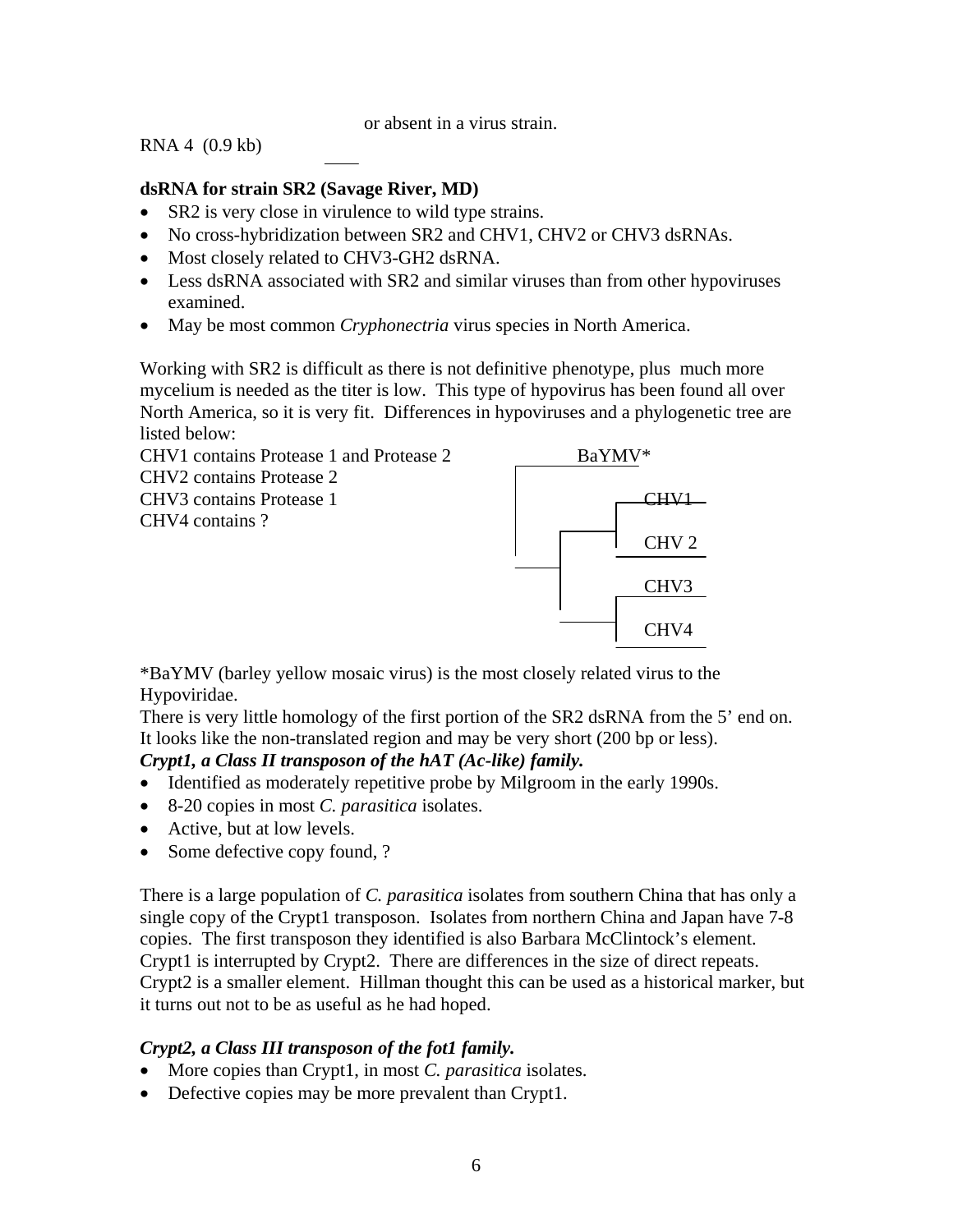or absent in a virus strain.

RNA 4 (0.9 kb)

**dsRNA for strain SR2 (Savage River, MD)**

- SR2 is very close in virulence to wild type strains.
- No cross-hybridization between SR2 and CHV1, CHV2 or CHV3 dsRNAs.
- Most closely related to CHV3-GH2 dsRNA.
- Less dsRNA associated with SR2 and similar viruses than from other hypoviruses examined.
- May be most common *Cryphonectria* virus species in North America.

Working with SR2 is difficult as there is not definitive phenotype, plus much more mycelium is needed as the titer is low. This type of hypovirus has been found all over North America, so it is very fit. Differences in hypoviruses and a phylogenetic tree are listed below:

CHV1 contains Protease 1 and Protease 2
CHV2 contains Protease 2
CHV3 contains Protease 1
CHV4 contains ?

BaYMV*
CHV1
CHV 2
CHV3
CHV4

*BaYMV (barley yellow mosaic virus) is the most closely related virus to the Hypoviridae.

There is very little homology of the first portion of the SR2 dsRNA from the 5' end on. It looks like the non-translated region and may be very short (200 bp or less).

***Crypt1, a Class II transposon of the hAT (Ac-like) family.***

- Identified as moderately repetitive probe by Milgroom in the early 1990s.
- 8-20 copies in most *C. parasitica* isolates.
- Active, but at low levels.
- Some defective copy found, ?

There is a large population of *C. parasitica* isolates from southern China that has only a single copy of the Crypt1 transposon. Isolates from northern China and Japan have 7-8 copies. The first transposon they identified is also Barbara McClintock's element. Crypt1 is interrupted by Crypt2. There are differences in the size of direct repeats. Crypt2 is a smaller element. Hillman thought this can be used as a historical marker, but it turns out not to be as useful as he had hoped.

***Crypt2, a Class III transposon of the fot1 family.***

- More copies than Crypt1, in most *C. parasitica* isolates.
- Defective copies may be more prevalent than Crypt1.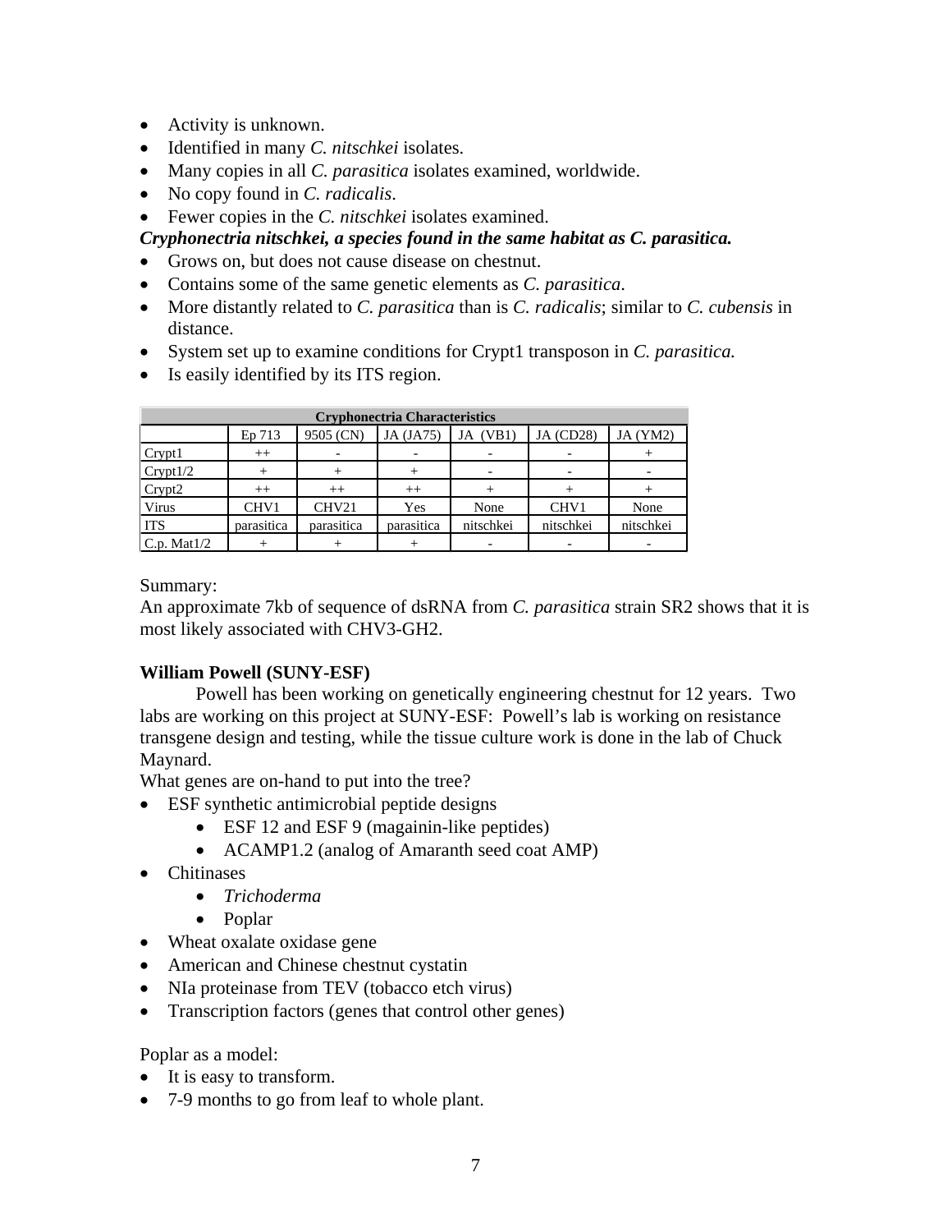- Activity is unknown.
- Identified in many *C. nitschkei* isolates.
- Many copies in all *C. parasitica* isolates examined, worldwide.
- No copy found in *C. radicalis*.
- Fewer copies in the *C. nitschkei* isolates examined.

***Cryphonectria nitschkei, a species found in the same habitat as C. parasitica.***

- Grows on, but does not cause disease on chestnut.
- Contains some of the same genetic elements as *C. parasitica*.
- More distantly related to *C. parasitica* than is *C. radicalis*; similar to *C. cubensis* in distance.
- System set up to examine conditions for Crypt1 transposon in *C. parasitica.*
- Is easily identified by its ITS region.

| Cryphonectria Characteristics | | | | | | |
|---|---|---|---|---|---|---|
| | Ep 713 | 9505 (CN) | JA (JA75) | JA (VB1) | JA (CD28) | JA (YM2) |
| Crypt1 | ++ | - | - | - | - | + |
| Crypt1/2 | + | + | + | - | - | - |
| Crypt2 | ++ | ++ | ++ | + | + | + |
| Virus | CHV1 | CHV21 | Yes | None | CHV1 | None |
| ITS | parasitica | parasitica | parasitica | nitschkei | nitschkei | nitschkei |
| C.p. Mat1/2 | + | + | + | - | - | - |

Summary:
An approximate 7kb of sequence of dsRNA from *C. parasitica* strain SR2 shows that it is most likely associated with CHV3-GH2.

**William Powell (SUNY-ESF)**

Powell has been working on genetically engineering chestnut for 12 years. Two labs are working on this project at SUNY-ESF: Powell's lab is working on resistance transgene design and testing, while the tissue culture work is done in the lab of Chuck Maynard.

What genes are on-hand to put into the tree?

- ESF synthetic antimicrobial peptide designs
  - ESF 12 and ESF 9 (magainin-like peptides)
  - ACAMP1.2 (analog of Amaranth seed coat AMP)
- Chitinases
  - *Trichoderma*
  - Poplar
- Wheat oxalate oxidase gene
- American and Chinese chestnut cystatin
- NIa proteinase from TEV (tobacco etch virus)
- Transcription factors (genes that control other genes)

Poplar as a model:

- It is easy to transform.
- 7-9 months to go from leaf to whole plant.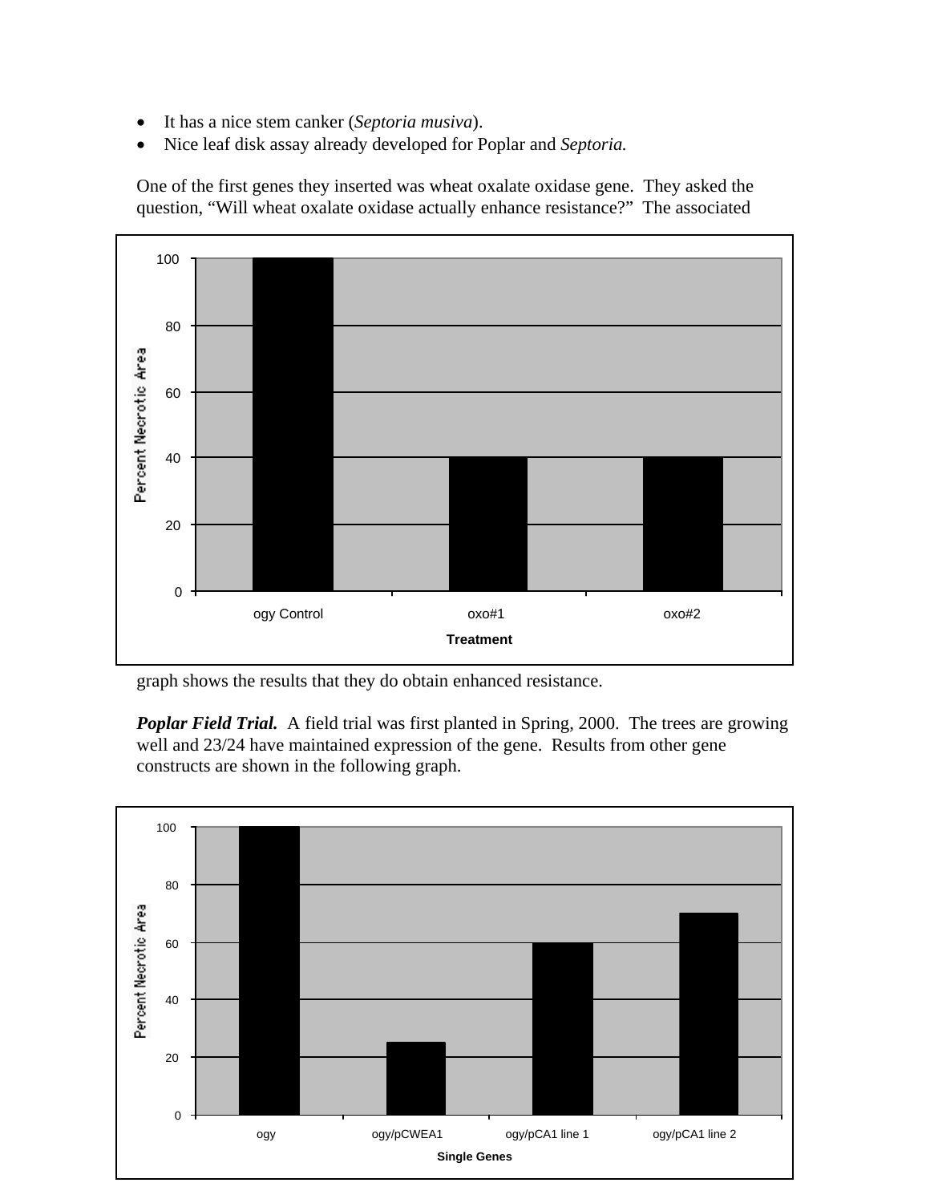- It has a nice stem canker (*Septoria musiva*).
- Nice leaf disk assay already developed for Poplar and *Septoria.*

One of the first genes they inserted was wheat oxalate oxidase gene. They asked the question, "Will wheat oxalate oxidase actually enhance resistance?" The associated graph shows the results that they do obtain enhanced resistance.

***Poplar Field Trial.*** A field trial was first planted in Spring, 2000. The trees are growing well and 23/24 have maintained expression of the gene. Results from other gene constructs are shown in the following graph.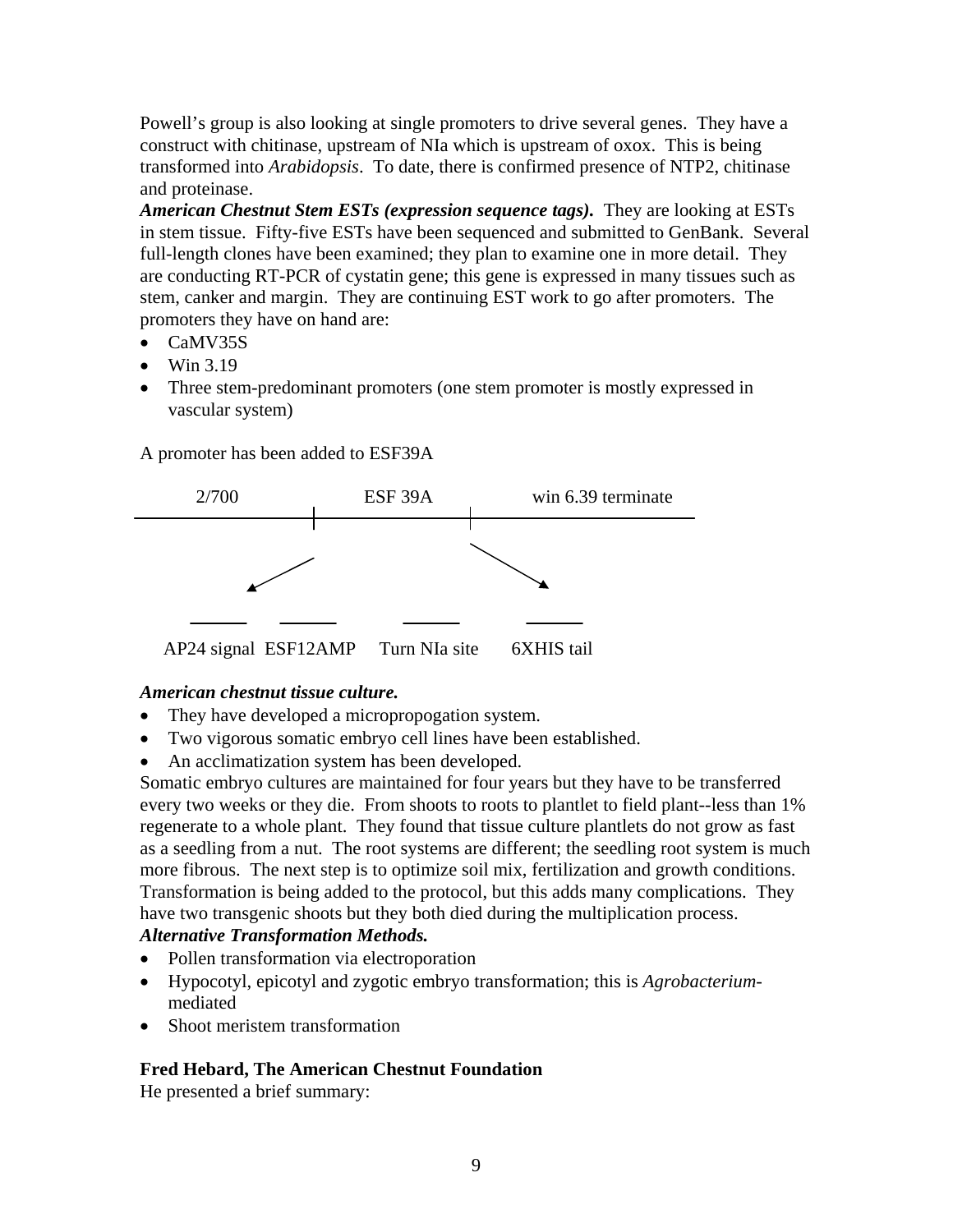Powell's group is also looking at single promoters to drive several genes. They have a construct with chitinase, upstream of NIa which is upstream of oxox. This is being transformed into *Arabidopsis*. To date, there is confirmed presence of NTP2, chitinase and proteinase.

***American Chestnut Stem ESTs (expression sequence tags).*** They are looking at ESTs in stem tissue. Fifty-five ESTs have been sequenced and submitted to GenBank. Several full-length clones have been examined; they plan to examine one in more detail. They are conducting RT-PCR of cystatin gene; this gene is expressed in many tissues such as stem, canker and margin. They are continuing EST work to go after promoters. The promoters they have on hand are:

- CaMV35S
- Win 3.19
- Three stem-predominant promoters (one stem promoter is mostly expressed in vascular system)

A promoter has been added to ESF39A

2/700 | ESF 39A | win 6.39 terminate

AP24 signal ESF12AMP Turn NIa site 6XHIS tail

***American chestnut tissue culture.***

- They have developed a micropropogation system.
- Two vigorous somatic embryo cell lines have been established.
- An acclimatization system has been developed.

Somatic embryo cultures are maintained for four years but they have to be transferred every two weeks or they die. From shoots to roots to plantlet to field plant--less than 1% regenerate to a whole plant. They found that tissue culture plantlets do not grow as fast as a seedling from a nut. The root systems are different; the seedling root system is much more fibrous. The next step is to optimize soil mix, fertilization and growth conditions. Transformation is being added to the protocol, but this adds many complications. They have two transgenic shoots but they both died during the multiplication process.

***Alternative Transformation Methods.***

- Pollen transformation via electroporation
- Hypocotyl, epicotyl and zygotic embryo transformation; this is *Agrobacterium*-mediated
- Shoot meristem transformation

**Fred Hebard, The American Chestnut Foundation**

He presented a brief summary: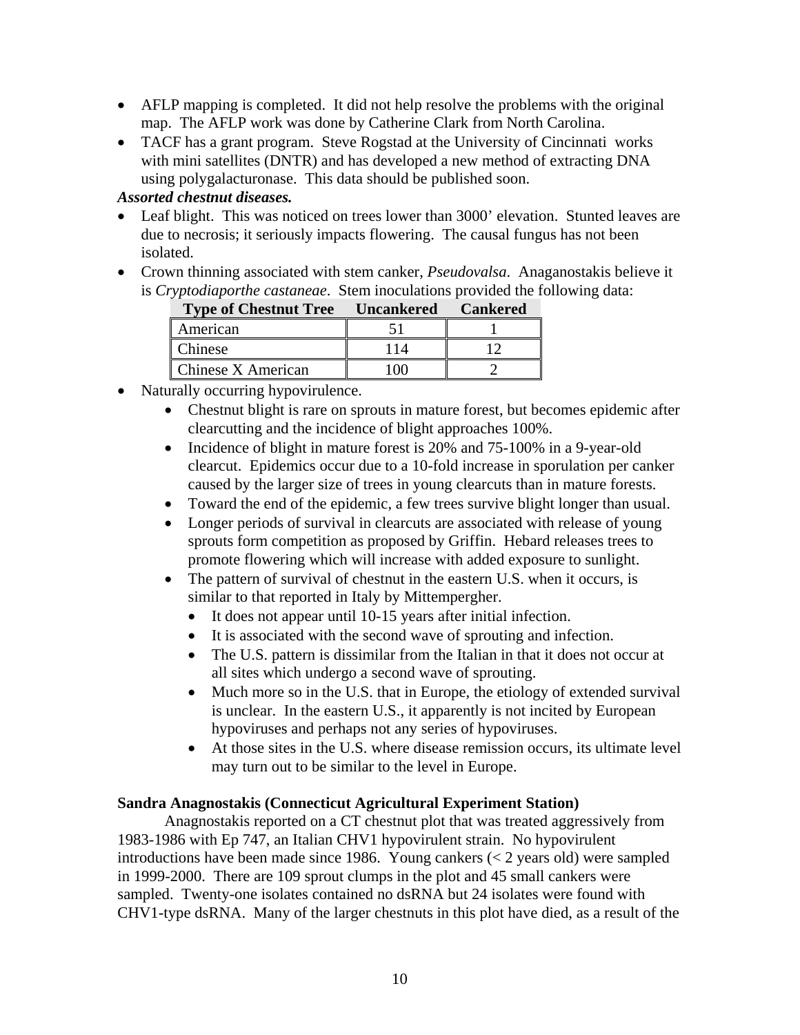- AFLP mapping is completed.  It did not help resolve the problems with the original map.  The AFLP work was done by Catherine Clark from North Carolina.
- TACF has a grant program.  Steve Rogstad at the University of Cincinnati works with mini satellites (DNTR) and has developed a new method of extracting DNA using polygalacturonase.  This data should be published soon.

***Assorted chestnut diseases.***

- Leaf blight.  This was noticed on trees lower than 3000' elevation.  Stunted leaves are due to necrosis; it seriously impacts flowering.  The causal fungus has not been isolated.
- Crown thinning associated with stem canker, *Pseudovalsa*.  Anaganostakis believe it is *Cryptodiaporthe castaneae*.  Stem inoculations provided the following data:

| Type of Chestnut Tree | Uncankered | Cankered |
|---|---|---|
| American | 51 | 1 |
| Chinese | 114 | 12 |
| Chinese X American | 100 | 2 |

- Naturally occurring hypovirulence.
    - Chestnut blight is rare on sprouts in mature forest, but becomes epidemic after clearcutting and the incidence of blight approaches 100%.
    - Incidence of blight in mature forest is 20% and 75-100% in a 9-year-old clearcut.  Epidemics occur due to a 10-fold increase in sporulation per canker caused by the larger size of trees in young clearcuts than in mature forests.
    - Toward the end of the epidemic, a few trees survive blight longer than usual.
    - Longer periods of survival in clearcuts are associated with release of young sprouts form competition as proposed by Griffin.  Hebard releases trees to promote flowering which will increase with added exposure to sunlight.
    - The pattern of survival of chestnut in the eastern U.S. when it occurs, is similar to that reported in Italy by Mittempergher.
        - It does not appear until 10-15 years after initial infection.
        - It is associated with the second wave of sprouting and infection.
        - The U.S. pattern is dissimilar from the Italian in that it does not occur at all sites which undergo a second wave of sprouting.
        - Much more so in the U.S. that in Europe, the etiology of extended survival is unclear.  In the eastern U.S., it apparently is not incited by European hypoviruses and perhaps not any series of hypoviruses.
        - At those sites in the U.S. where disease remission occurs, its ultimate level may turn out to be similar to the level in Europe.

**Sandra Anagnostakis (Connecticut Agricultural Experiment Station)**

Anagnostakis reported on a CT chestnut plot that was treated aggressively from 1983-1986 with Ep 747, an Italian CHV1 hypovirulent strain.  No hypovirulent introductions have been made since 1986.  Young cankers (< 2 years old) were sampled in 1999-2000.  There are 109 sprout clumps in the plot and 45 small cankers were sampled.  Twenty-one isolates contained no dsRNA but 24 isolates were found with CHV1-type dsRNA.  Many of the larger chestnuts in this plot have died, as a result of the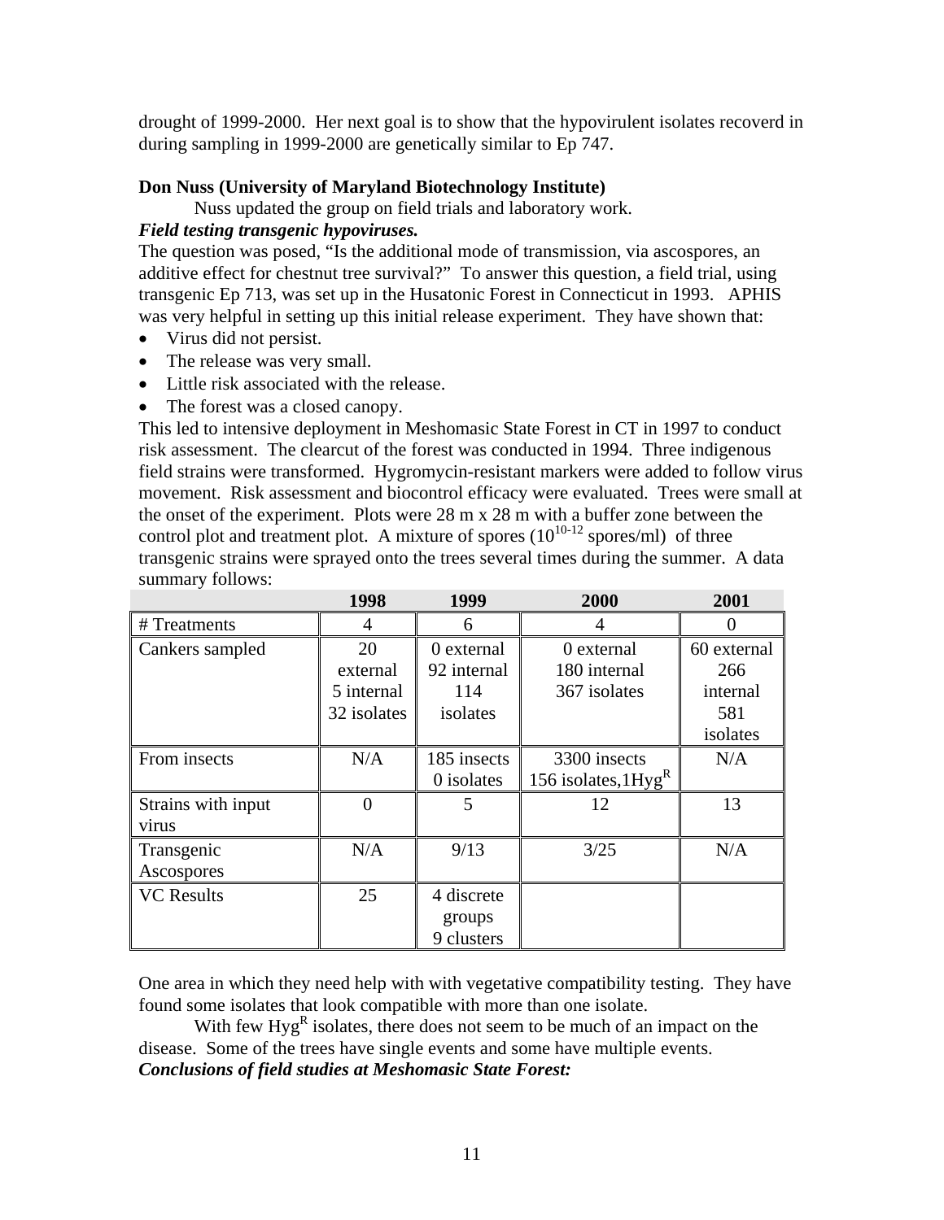drought of 1999-2000. Her next goal is to show that the hypovirulent isolates recoverd in during sampling in 1999-2000 are genetically similar to Ep 747.

**Don Nuss (University of Maryland Biotechnology Institute)**

Nuss updated the group on field trials and laboratory work.

***Field testing transgenic hypoviruses.***

The question was posed, "Is the additional mode of transmission, via ascospores, an additive effect for chestnut tree survival?" To answer this question, a field trial, using transgenic Ep 713, was set up in the Husatonic Forest in Connecticut in 1993. APHIS was very helpful in setting up this initial release experiment. They have shown that:

- Virus did not persist.
- The release was very small.
- Little risk associated with the release.
- The forest was a closed canopy.

This led to intensive deployment in Meshomasic State Forest in CT in 1997 to conduct risk assessment. The clearcut of the forest was conducted in 1994. Three indigenous field strains were transformed. Hygromycin-resistant markers were added to follow virus movement. Risk assessment and biocontrol efficacy were evaluated. Trees were small at the onset of the experiment. Plots were 28 m x 28 m with a buffer zone between the control plot and treatment plot. A mixture of spores ($10^{10-12}$ spores/ml) of three transgenic strains were sprayed onto the trees several times during the summer. A data summary follows:

| | 1998 | 1999 | 2000 | 2001 |
|---|---|---|---|---|
| # Treatments | 4 | 6 | 4 | 0 |
| Cankers sampled | 20 external 5 internal 32 isolates | 0 external 92 internal 114 isolates | 0 external 180 internal 367 isolates | 60 external 266 internal 581 isolates |
| From insects | N/A | 185 insects 0 isolates | 3300 insects 156 isolates, 1 $Hyg^R$ | N/A |
| Strains with input virus | 0 | 5 | 12 | 13 |
| Transgenic Ascospores | N/A | 9/13 | 3/25 | N/A |
| VC Results | 25 | 4 discrete groups 9 clusters | | |

One area in which they need help with with vegetative compatibility testing. They have found some isolates that look compatible with more than one isolate.

With few $Hyg^R$ isolates, there does not seem to be much of an impact on the disease. Some of the trees have single events and some have multiple events.

***Conclusions of field studies at Meshomasic State Forest:***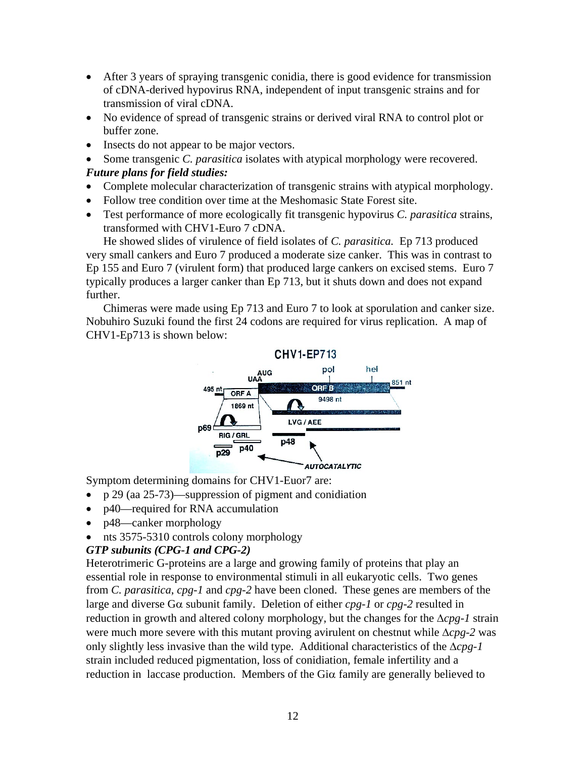- After 3 years of spraying transgenic conidia, there is good evidence for transmission of cDNA-derived hypovirus RNA, independent of input transgenic strains and for transmission of viral cDNA.
- No evidence of spread of transgenic strains or derived viral RNA to control plot or buffer zone.
- Insects do not appear to be major vectors.
- Some transgenic *C. parasitica* isolates with atypical morphology were recovered.

***Future plans for field studies:***

- Complete molecular characterization of transgenic strains with atypical morphology.
- Follow tree condition over time at the Meshomasic State Forest site.
- Test performance of more ecologically fit transgenic hypovirus *C. parasitica* strains, transformed with CHV1-Euro 7 cDNA.

He showed slides of virulence of field isolates of *C. parasitica*. Ep 713 produced very small cankers and Euro 7 produced a moderate size canker. This was in contrast to Ep 155 and Euro 7 (virulent form) that produced large cankers on excised stems. Euro 7 typically produces a larger canker than Ep 713, but it shuts down and does not expand further.

Chimeras were made using Ep 713 and Euro 7 to look at sporulation and canker size. Nobuhiro Suzuki found the first 24 codons are required for virus replication. A map of CHV1-Ep713 is shown below:

Symptom determining domains for CHV1-Euor7 are:

- p 29 (aa 25-73)—suppression of pigment and conidiation
- p40—required for RNA accumulation
- p48—canker morphology
- nts 3575-5310 controls colony morphology

***GTP subunits (CPG-1 and CPG-2)***

Heterotrimeric G-proteins are a large and growing family of proteins that play an essential role in response to environmental stimuli in all eukaryotic cells. Two genes from *C. parasitica*, *cpg-1* and *cpg-2* have been cloned. These genes are members of the large and diverse G$\alpha$ subunit family. Deletion of either *cpg-1* or *cpg-2* resulted in reduction in growth and altered colony morphology, but the changes for the $\Delta$*cpg-1* strain were much more severe with this mutant proving avirulent on chestnut while $\Delta$*cpg-2* was only slightly less invasive than the wild type. Additional characteristics of the $\Delta$*cpg-1* strain included reduced pigmentation, loss of conidiation, female infertility and a reduction in laccase production. Members of the Gi$\alpha$ family are generally believed to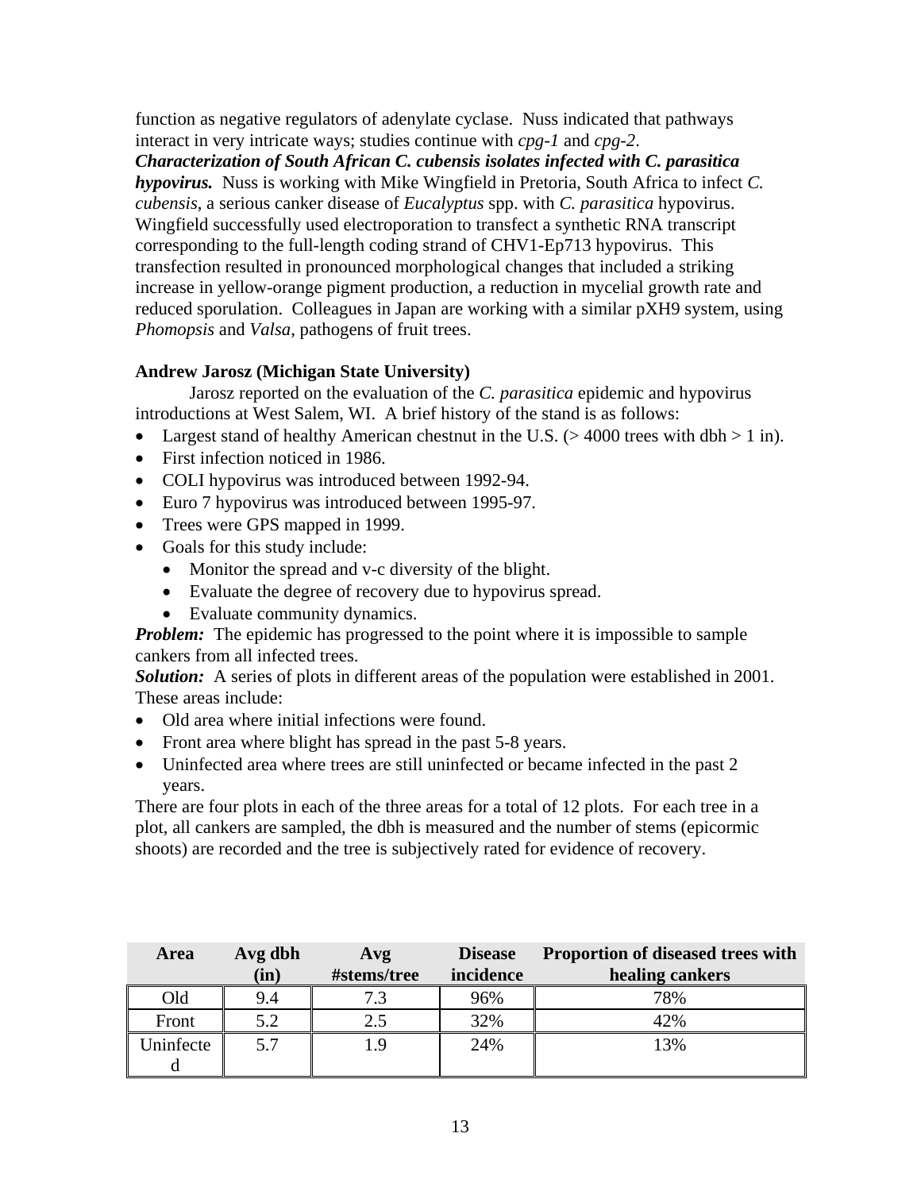function as negative regulators of adenylate cyclase.  Nuss indicated that pathways interact in very intricate ways; studies continue with *cpg-1* and *cpg-2*.

***Characterization of South African C. cubensis isolates infected with C. parasitica hypovirus.*** Nuss is working with Mike Wingfield in Pretoria, South Africa to infect *C. cubensis*, a serious canker disease of *Eucalyptus* spp. with *C. parasitica* hypovirus. Wingfield successfully used electroporation to transfect a synthetic RNA transcript corresponding to the full-length coding strand of CHV1-Ep713 hypovirus.  This transfection resulted in pronounced morphological changes that included a striking increase in yellow-orange pigment production, a reduction in mycelial growth rate and reduced sporulation.  Colleagues in Japan are working with a similar pXH9 system, using *Phomopsis* and *Valsa*, pathogens of fruit trees.

**Andrew Jarosz (Michigan State University)**

Jarosz reported on the evaluation of the *C. parasitica* epidemic and hypovirus introductions at West Salem, WI.  A brief history of the stand is as follows:

- Largest stand of healthy American chestnut in the U.S. (> 4000 trees with dbh > 1 in).
- First infection noticed in 1986.
- COLI hypovirus was introduced between 1992-94.
- Euro 7 hypovirus was introduced between 1995-97.
- Trees were GPS mapped in 1999.
- Goals for this study include:
  - Monitor the spread and v-c diversity of the blight.
  - Evaluate the degree of recovery due to hypovirus spread.
  - Evaluate community dynamics.

***Problem:*** The epidemic has progressed to the point where it is impossible to sample cankers from all infected trees.

***Solution:*** A series of plots in different areas of the population were established in 2001. These areas include:

- Old area where initial infections were found.
- Front area where blight has spread in the past 5-8 years.
- Uninfected area where trees are still uninfected or became infected in the past 2 years.

There are four plots in each of the three areas for a total of 12 plots.  For each tree in a plot, all cankers are sampled, the dbh is measured and the number of stems (epicormic shoots) are recorded and the tree is subjectively rated for evidence of recovery.

| Area | Avg dbh (in) | Avg #stems/tree | Disease incidence | Proportion of diseased trees with healing cankers |
|---|---|---|---|---|
| Old | 9.4 | 7.3 | 96% | 78% |
| Front | 5.2 | 2.5 | 32% | 42% |
| Uninfected | 5.7 | 1.9 | 24% | 13% |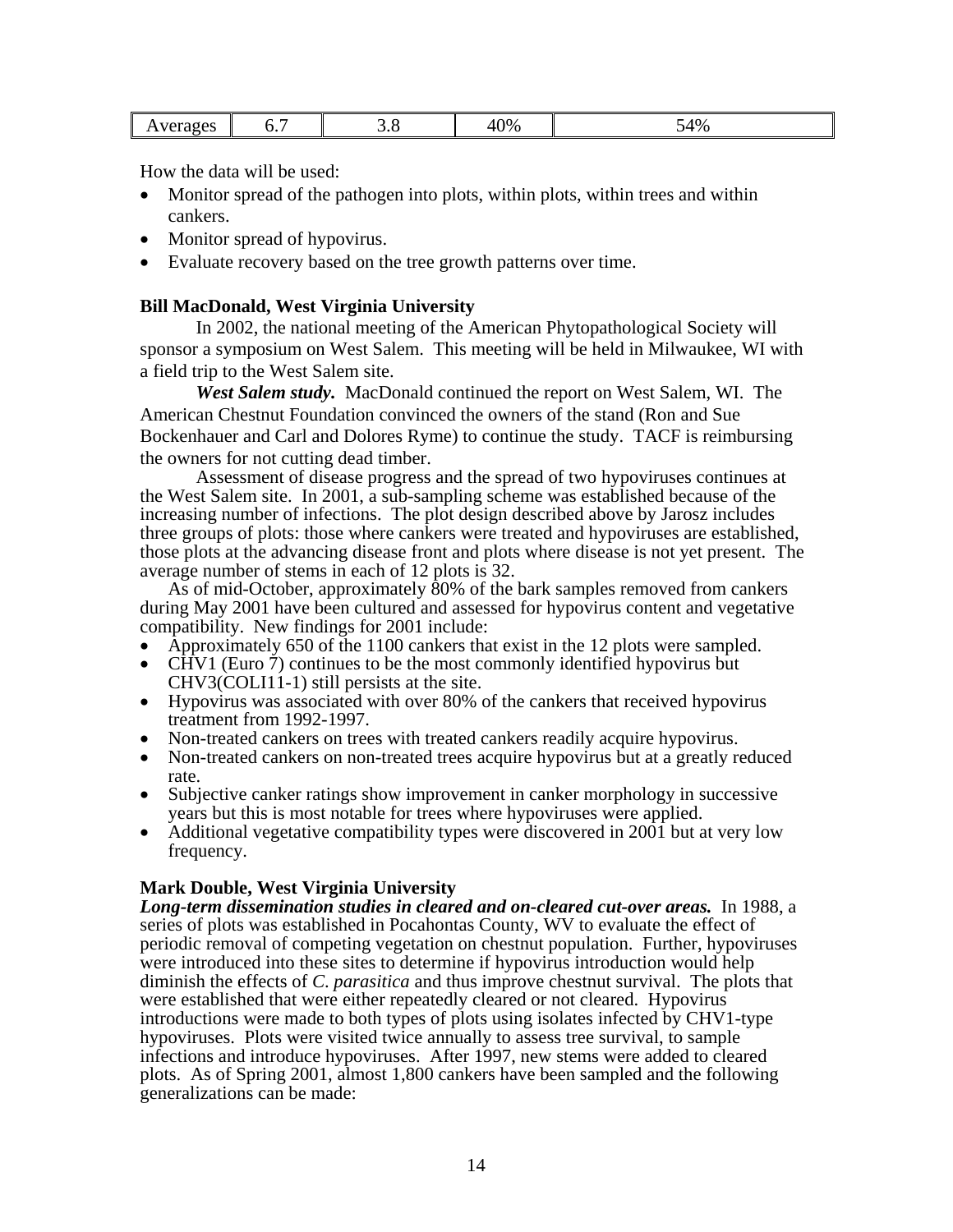| Averages | 6.7 | 3.8 | 40% | 54% |
|---|---|---|---|---|

How the data will be used:

- Monitor spread of the pathogen into plots, within plots, within trees and within cankers.
- Monitor spread of hypovirus.
- Evaluate recovery based on the tree growth patterns over time.

**Bill MacDonald, West Virginia University**

In 2002, the national meeting of the American Phytopathological Society will sponsor a symposium on West Salem. This meeting will be held in Milwaukee, WI with a field trip to the West Salem site.

***West Salem study.*** MacDonald continued the report on West Salem, WI. The American Chestnut Foundation convinced the owners of the stand (Ron and Sue Bockenhauer and Carl and Dolores Ryme) to continue the study. TACF is reimbursing the owners for not cutting dead timber.

Assessment of disease progress and the spread of two hypoviruses continues at the West Salem site. In 2001, a sub-sampling scheme was established because of the increasing number of infections. The plot design described above by Jarosz includes three groups of plots: those where cankers were treated and hypoviruses are established, those plots at the advancing disease front and plots where disease is not yet present. The average number of stems in each of 12 plots is 32.

As of mid-October, approximately 80% of the bark samples removed from cankers during May 2001 have been cultured and assessed for hypovirus content and vegetative compatibility. New findings for 2001 include:

- Approximately 650 of the 1100 cankers that exist in the 12 plots were sampled.
- CHV1 (Euro 7) continues to be the most commonly identified hypovirus but CHV3(COLI11-1) still persists at the site.
- Hypovirus was associated with over 80% of the cankers that received hypovirus treatment from 1992-1997.
- Non-treated cankers on trees with treated cankers readily acquire hypovirus.
- Non-treated cankers on non-treated trees acquire hypovirus but at a greatly reduced rate.
- Subjective canker ratings show improvement in canker morphology in successive years but this is most notable for trees where hypoviruses were applied.
- Additional vegetative compatibility types were discovered in 2001 but at very low frequency.

**Mark Double, West Virginia University**

***Long-term dissemination studies in cleared and on-cleared cut-over areas.*** In 1988, a series of plots was established in Pocahontas County, WV to evaluate the effect of periodic removal of competing vegetation on chestnut population. Further, hypoviruses were introduced into these sites to determine if hypovirus introduction would help diminish the effects of *C. parasitica* and thus improve chestnut survival. The plots that were established that were either repeatedly cleared or not cleared. Hypovirus introductions were made to both types of plots using isolates infected by CHV1-type hypoviruses. Plots were visited twice annually to assess tree survival, to sample infections and introduce hypoviruses. After 1997, new stems were added to cleared plots. As of Spring 2001, almost 1,800 cankers have been sampled and the following generalizations can be made: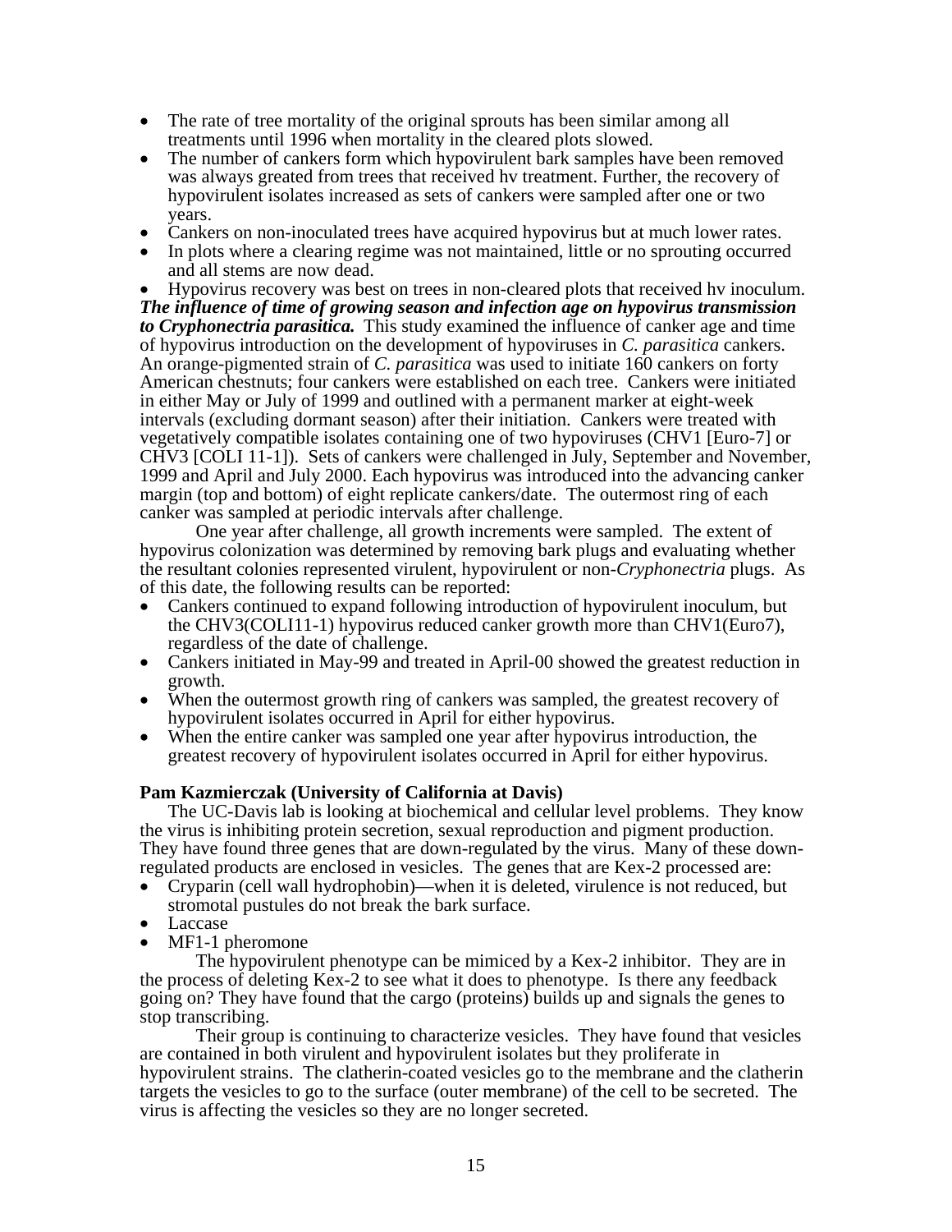- The rate of tree mortality of the original sprouts has been similar among all treatments until 1996 when mortality in the cleared plots slowed.
- The number of cankers form which hypovirulent bark samples have been removed was always greated from trees that received hv treatment. Further, the recovery of hypovirulent isolates increased as sets of cankers were sampled after one or two years.
- Cankers on non-inoculated trees have acquired hypovirus but at much lower rates.
- In plots where a clearing regime was not maintained, little or no sprouting occurred and all stems are now dead.
- Hypovirus recovery was best on trees in non-cleared plots that received hv inoculum.

***The influence of time of growing season and infection age on hypovirus transmission to Cryphonectria parasitica.*** This study examined the influence of canker age and time of hypovirus introduction on the development of hypoviruses in *C. parasitica* cankers. An orange-pigmented strain of *C. parasitica* was used to initiate 160 cankers on forty American chestnuts; four cankers were established on each tree. Cankers were initiated in either May or July of 1999 and outlined with a permanent marker at eight-week intervals (excluding dormant season) after their initiation. Cankers were treated with vegetatively compatible isolates containing one of two hypoviruses (CHV1 [Euro-7] or CHV3 [COLI 11-1]). Sets of cankers were challenged in July, September and November, 1999 and April and July 2000. Each hypovirus was introduced into the advancing canker margin (top and bottom) of eight replicate cankers/date. The outermost ring of each canker was sampled at periodic intervals after challenge.

One year after challenge, all growth increments were sampled. The extent of hypovirus colonization was determined by removing bark plugs and evaluating whether the resultant colonies represented virulent, hypovirulent or non-*Cryphonectria* plugs. As of this date, the following results can be reported:

- Cankers continued to expand following introduction of hypovirulent inoculum, but the CHV3(COLI11-1) hypovirus reduced canker growth more than CHV1(Euro7), regardless of the date of challenge.
- Cankers initiated in May-99 and treated in April-00 showed the greatest reduction in growth.
- When the outermost growth ring of cankers was sampled, the greatest recovery of hypovirulent isolates occurred in April for either hypovirus.
- When the entire canker was sampled one year after hypovirus introduction, the greatest recovery of hypovirulent isolates occurred in April for either hypovirus.

**Pam Kazmierczak (University of California at Davis)**

The UC-Davis lab is looking at biochemical and cellular level problems. They know the virus is inhibiting protein secretion, sexual reproduction and pigment production. They have found three genes that are down-regulated by the virus. Many of these down-regulated products are enclosed in vesicles. The genes that are Kex-2 processed are:

- Cryparin (cell wall hydrophobin)—when it is deleted, virulence is not reduced, but stromotal pustules do not break the bark surface.
- Laccase
- MF1-1 pheromone

The hypovirulent phenotype can be mimiced by a Kex-2 inhibitor. They are in the process of deleting Kex-2 to see what it does to phenotype. Is there any feedback going on? They have found that the cargo (proteins) builds up and signals the genes to stop transcribing.

Their group is continuing to characterize vesicles. They have found that vesicles are contained in both virulent and hypovirulent isolates but they proliferate in hypovirulent strains. The clatherin-coated vesicles go to the membrane and the clatherin targets the vesicles to go to the surface (outer membrane) of the cell to be secreted. The virus is affecting the vesicles so they are no longer secreted.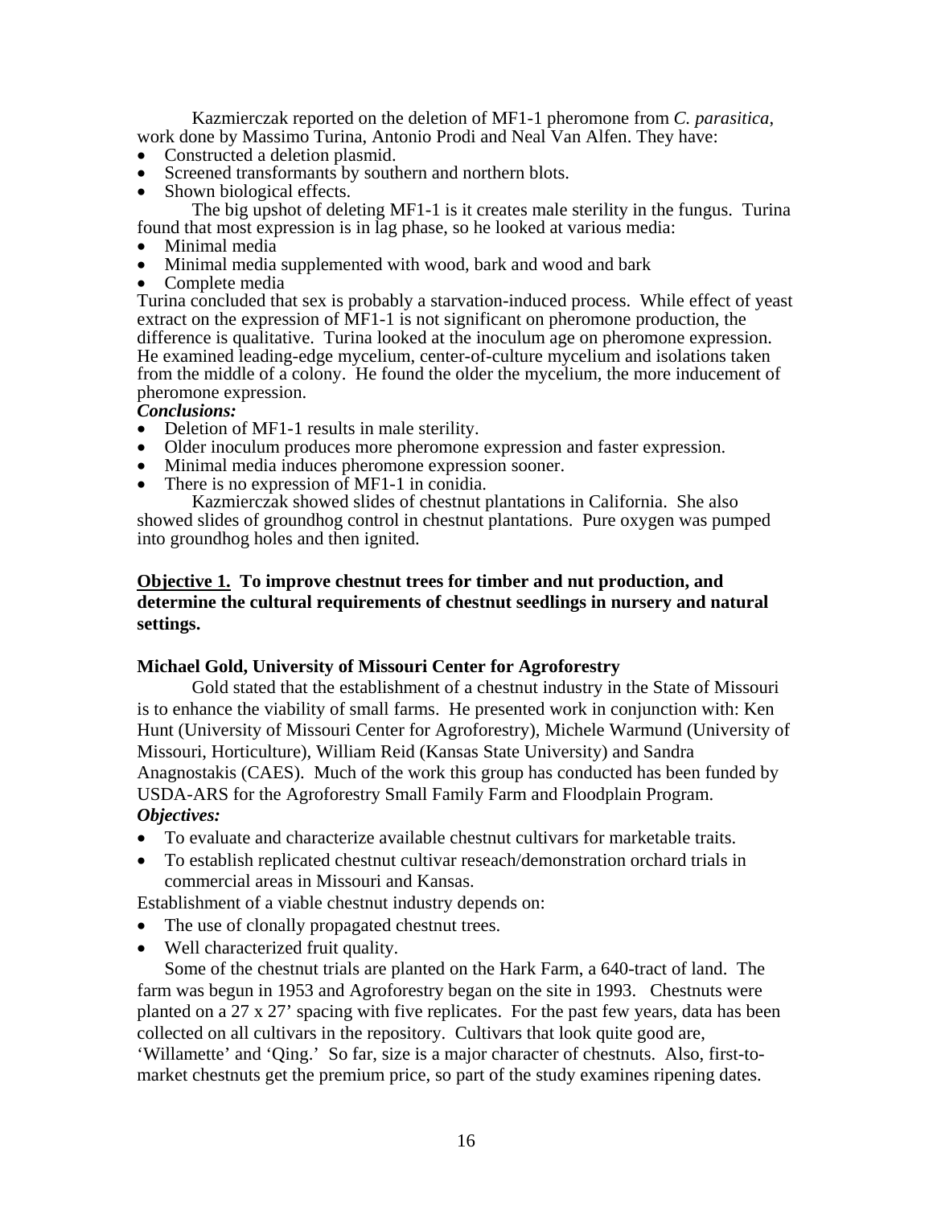Kazmierczak reported on the deletion of MF1-1 pheromone from *C. parasitica*, work done by Massimo Turina, Antonio Prodi and Neal Van Alfen. They have:

- Constructed a deletion plasmid.
- Screened transformants by southern and northern blots.
- Shown biological effects.

The big upshot of deleting MF1-1 is it creates male sterility in the fungus. Turina found that most expression is in lag phase, so he looked at various media:

- Minimal media
- Minimal media supplemented with wood, bark and wood and bark
- Complete media

Turina concluded that sex is probably a starvation-induced process. While effect of yeast extract on the expression of MF1-1 is not significant on pheromone production, the difference is qualitative. Turina looked at the inoculum age on pheromone expression. He examined leading-edge mycelium, center-of-culture mycelium and isolations taken from the middle of a colony. He found the older the mycelium, the more inducement of pheromone expression.

***Conclusions:***

- Deletion of MF1-1 results in male sterility.
- Older inoculum produces more pheromone expression and faster expression.
- Minimal media induces pheromone expression sooner.
- There is no expression of MF1-1 in conidia.

Kazmierczak showed slides of chestnut plantations in California. She also showed slides of groundhog control in chestnut plantations. Pure oxygen was pumped into groundhog holes and then ignited.

**<u>Objective 1.</u> To improve chestnut trees for timber and nut production, and determine the cultural requirements of chestnut seedlings in nursery and natural settings.**

**Michael Gold, University of Missouri Center for Agroforestry**

Gold stated that the establishment of a chestnut industry in the State of Missouri is to enhance the viability of small farms. He presented work in conjunction with: Ken Hunt (University of Missouri Center for Agroforestry), Michele Warmund (University of Missouri, Horticulture), William Reid (Kansas State University) and Sandra Anagnostakis (CAES). Much of the work this group has conducted has been funded by USDA-ARS for the Agroforestry Small Family Farm and Floodplain Program.

***Objectives:***

- To evaluate and characterize available chestnut cultivars for marketable traits.
- To establish replicated chestnut cultivar reseach/demonstration orchard trials in commercial areas in Missouri and Kansas.

Establishment of a viable chestnut industry depends on:

- The use of clonally propagated chestnut trees.
- Well characterized fruit quality.

Some of the chestnut trials are planted on the Hark Farm, a 640-tract of land. The farm was begun in 1953 and Agroforestry began on the site in 1993. Chestnuts were planted on a 27 x 27' spacing with five replicates. For the past few years, data has been collected on all cultivars in the repository. Cultivars that look quite good are, 'Willamette' and 'Qing.' So far, size is a major character of chestnuts. Also, first-to-market chestnuts get the premium price, so part of the study examines ripening dates.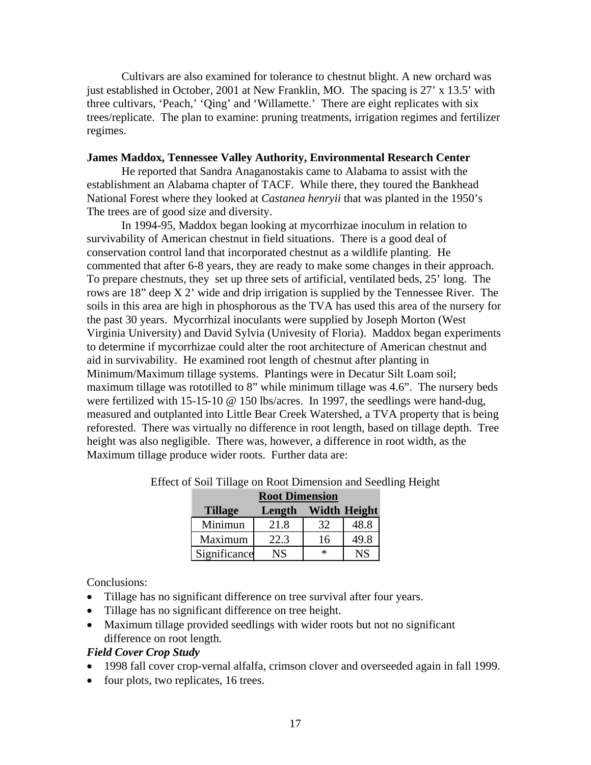Cultivars are also examined for tolerance to chestnut blight. A new orchard was just established in October, 2001 at New Franklin, MO. The spacing is 27' x 13.5' with three cultivars, 'Peach,' 'Qing' and 'Willamette.' There are eight replicates with six trees/replicate. The plan to examine: pruning treatments, irrigation regimes and fertilizer regimes.

**James Maddox, Tennessee Valley Authority, Environmental Research Center**

He reported that Sandra Anaganostakis came to Alabama to assist with the establishment an Alabama chapter of TACF. While there, they toured the Bankhead National Forest where they looked at *Castanea henryii* that was planted in the 1950's The trees are of good size and diversity.

In 1994-95, Maddox began looking at mycorrhizae inoculum in relation to survivability of American chestnut in field situations. There is a good deal of conservation control land that incorporated chestnut as a wildlife planting. He commented that after 6-8 years, they are ready to make some changes in their approach. To prepare chestnuts, they set up three sets of artificial, ventilated beds, 25' long. The rows are 18" deep X 2' wide and drip irrigation is supplied by the Tennessee River. The soils in this area are high in phosphorous as the TVA has used this area of the nursery for the past 30 years. Mycorrhizal inoculants were supplied by Joseph Morton (West Virginia University) and David Sylvia (Univesity of Floria). Maddox began experiments to determine if mycorrhizae could alter the root architecture of American chestnut and aid in survivability. He examined root length of chestnut after planting in Minimum/Maximum tillage systems. Plantings were in Decatur Silt Loam soil; maximum tillage was rototilled to 8" while minimum tillage was 4.6". The nursery beds were fertilized with 15-15-10 @ 150 lbs/acres. In 1997, the seedlings were hand-dug, measured and outplanted into Little Bear Creek Watershed, a TVA property that is being reforested. There was virtually no difference in root length, based on tillage depth. Tree height was also negligible. There was, however, a difference in root width, as the Maximum tillage produce wider roots. Further data are:

Effect of Soil Tillage on Root Dimension and Seedling Height

| | Root Dimension | | |
|---|---|---|---|
| Tillage | Length | Width | Height |
| Minimun | 21.8 | 32 | 48.8 |
| Maximum | 22.3 | 16 | 49.8 |
| Significance | NS | * | NS |

Conclusions:

- Tillage has no significant difference on tree survival after four years.
- Tillage has no significant difference on tree height.
- Maximum tillage provided seedlings with wider roots but not no significant difference on root length.

***Field Cover Crop Study***

- 1998 fall cover crop-vernal alfalfa, crimson clover and overseeded again in fall 1999.
- four plots, two replicates, 16 trees.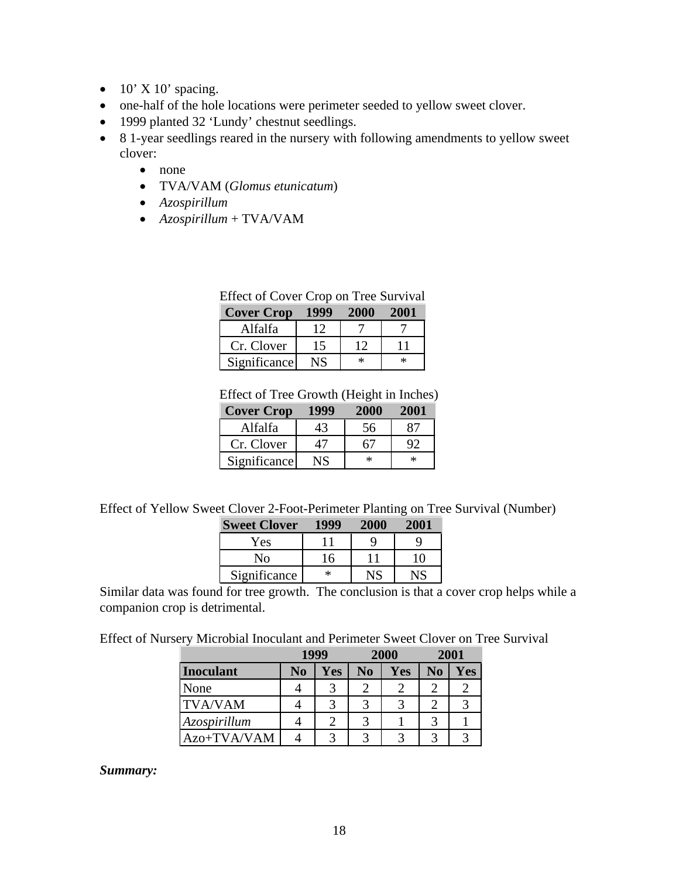- 10' X 10' spacing.
- one-half of the hole locations were perimeter seeded to yellow sweet clover.
- 1999 planted 32 'Lundy' chestnut seedlings.
- 8 1-year seedlings reared in the nursery with following amendments to yellow sweet clover:
    - none
    - TVA/VAM (*Glomus etunicatum*)
    - *Azospirillum*
    - *Azospirillum* + TVA/VAM

Effect of Cover Crop on Tree Survival

| Cover Crop | 1999 | 2000 | 2001 |
|---|---|---|---|
| Alfalfa | 12 | 7 | 7 |
| Cr. Clover | 15 | 12 | 11 |
| Significance | NS | * | * |

Effect of Tree Growth (Height in Inches)

| Cover Crop | 1999 | 2000 | 2001 |
|---|---|---|---|
| Alfalfa | 43 | 56 | 87 |
| Cr. Clover | 47 | 67 | 92 |
| Significance | NS | * | * |

Effect of Yellow Sweet Clover 2-Foot-Perimeter Planting on Tree Survival (Number)

| Sweet Clover | 1999 | 2000 | 2001 |
|---|---|---|---|
| Yes | 11 | 9 | 9 |
| No | 16 | 11 | 10 |
| Significance | * | NS | NS |

Similar data was found for tree growth. The conclusion is that a cover crop helps while a companion crop is detrimental.

Effect of Nursery Microbial Inoculant and Perimeter Sweet Clover on Tree Survival

| | 1999 | | 2000 | | 2001 | |
|---|---|---|---|---|---|---|
| **Inoculant** | **No** | **Yes** | **No** | **Yes** | **No** | **Yes** |
| None | 4 | 3 | 2 | 2 | 2 | 2 |
| TVA/VAM | 4 | 3 | 3 | 3 | 2 | 3 |
| *Azospirillum* | 4 | 2 | 3 | 1 | 3 | 1 |
| Azo+TVA/VAM | 4 | 3 | 3 | 3 | 3 | 3 |

***Summary:***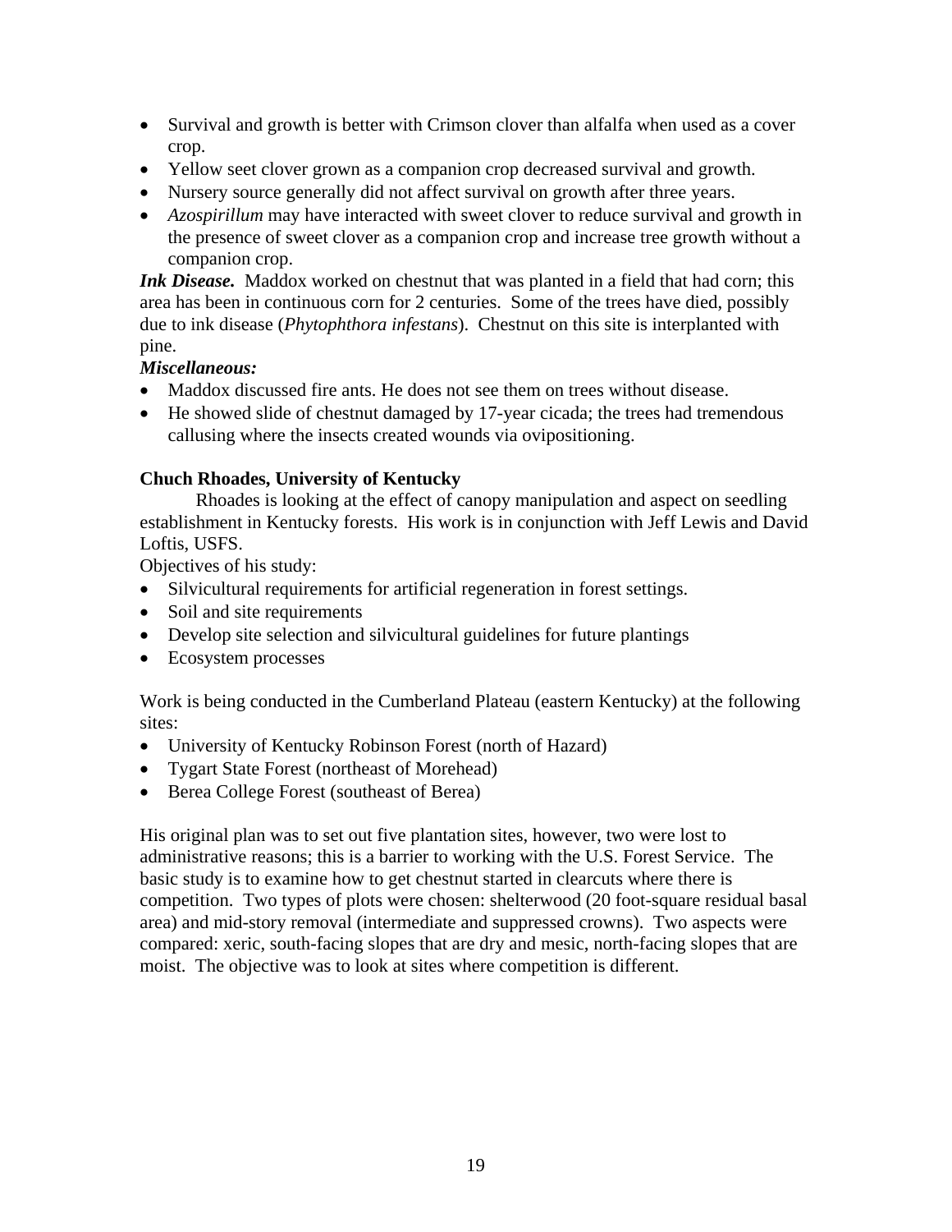- Survival and growth is better with Crimson clover than alfalfa when used as a cover crop.
- Yellow seet clover grown as a companion crop decreased survival and growth.
- Nursery source generally did not affect survival on growth after three years.
- *Azospirillum* may have interacted with sweet clover to reduce survival and growth in the presence of sweet clover as a companion crop and increase tree growth without a companion crop.

***Ink Disease.*** Maddox worked on chestnut that was planted in a field that had corn; this area has been in continuous corn for 2 centuries. Some of the trees have died, possibly due to ink disease (*Phytophthora infestans*). Chestnut on this site is interplanted with pine.

***Miscellaneous:***

- Maddox discussed fire ants. He does not see them on trees without disease.
- He showed slide of chestnut damaged by 17-year cicada; the trees had tremendous callusing where the insects created wounds via ovipositioning.

**Chuch Rhoades, University of Kentucky**

Rhoades is looking at the effect of canopy manipulation and aspect on seedling establishment in Kentucky forests. His work is in conjunction with Jeff Lewis and David Loftis, USFS.

Objectives of his study:

- Silvicultural requirements for artificial regeneration in forest settings.
- Soil and site requirements
- Develop site selection and silvicultural guidelines for future plantings
- Ecosystem processes

Work is being conducted in the Cumberland Plateau (eastern Kentucky) at the following sites:

- University of Kentucky Robinson Forest (north of Hazard)
- Tygart State Forest (northeast of Morehead)
- Berea College Forest (southeast of Berea)

His original plan was to set out five plantation sites, however, two were lost to administrative reasons; this is a barrier to working with the U.S. Forest Service. The basic study is to examine how to get chestnut started in clearcuts where there is competition. Two types of plots were chosen: shelterwood (20 foot-square residual basal area) and mid-story removal (intermediate and suppressed crowns). Two aspects were compared: xeric, south-facing slopes that are dry and mesic, north-facing slopes that are moist. The objective was to look at sites where competition is different.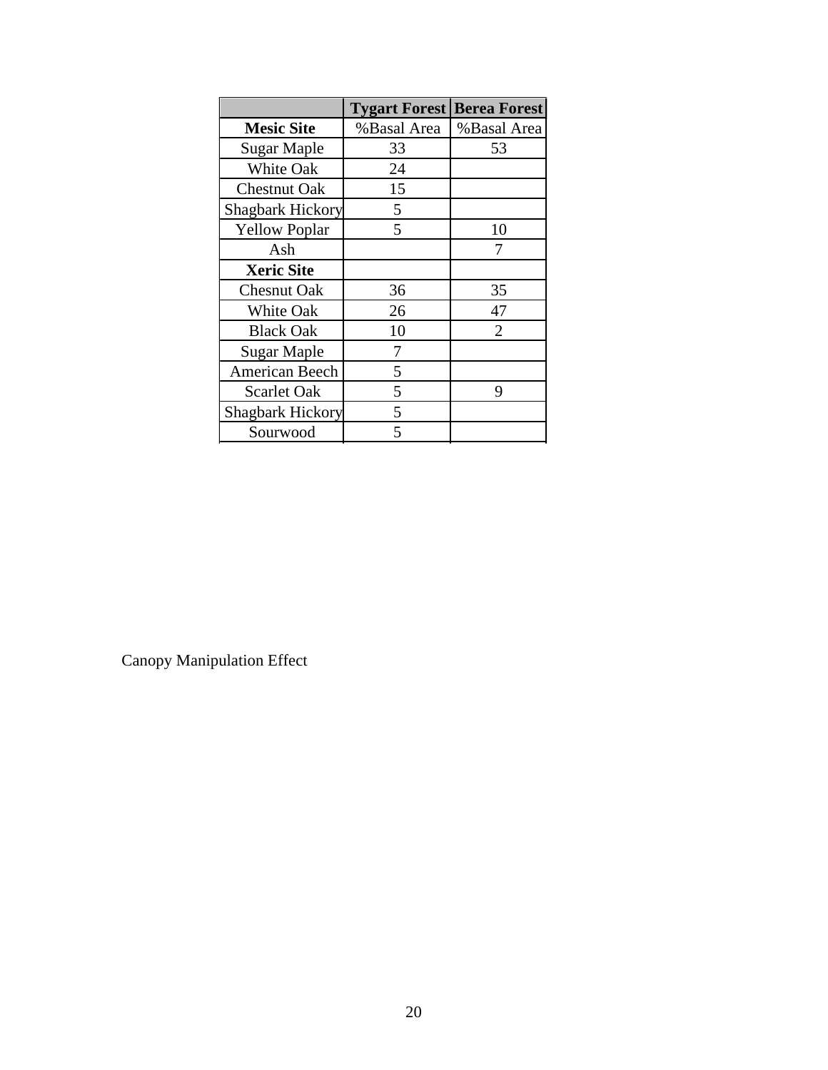| | **Tygart Forest** | **Berea Forest** |
|---|---|---|
| **Mesic Site** | %Basal Area | %Basal Area |
| Sugar Maple | 33 | 53 |
| White Oak | 24 | |
| Chestnut Oak | 15 | |
| Shagbark Hickory | 5 | |
| Yellow Poplar | 5 | 10 |
| Ash | | 7 |
| **Xeric Site** | | |
| Chesnut Oak | 36 | 35 |
| White Oak | 26 | 47 |
| Black Oak | 10 | 2 |
| Sugar Maple | 7 | |
| American Beech | 5 | |
| Scarlet Oak | 5 | 9 |
| Shagbark Hickory | 5 | |
| Sourwood | 5 | |

Canopy Manipulation Effect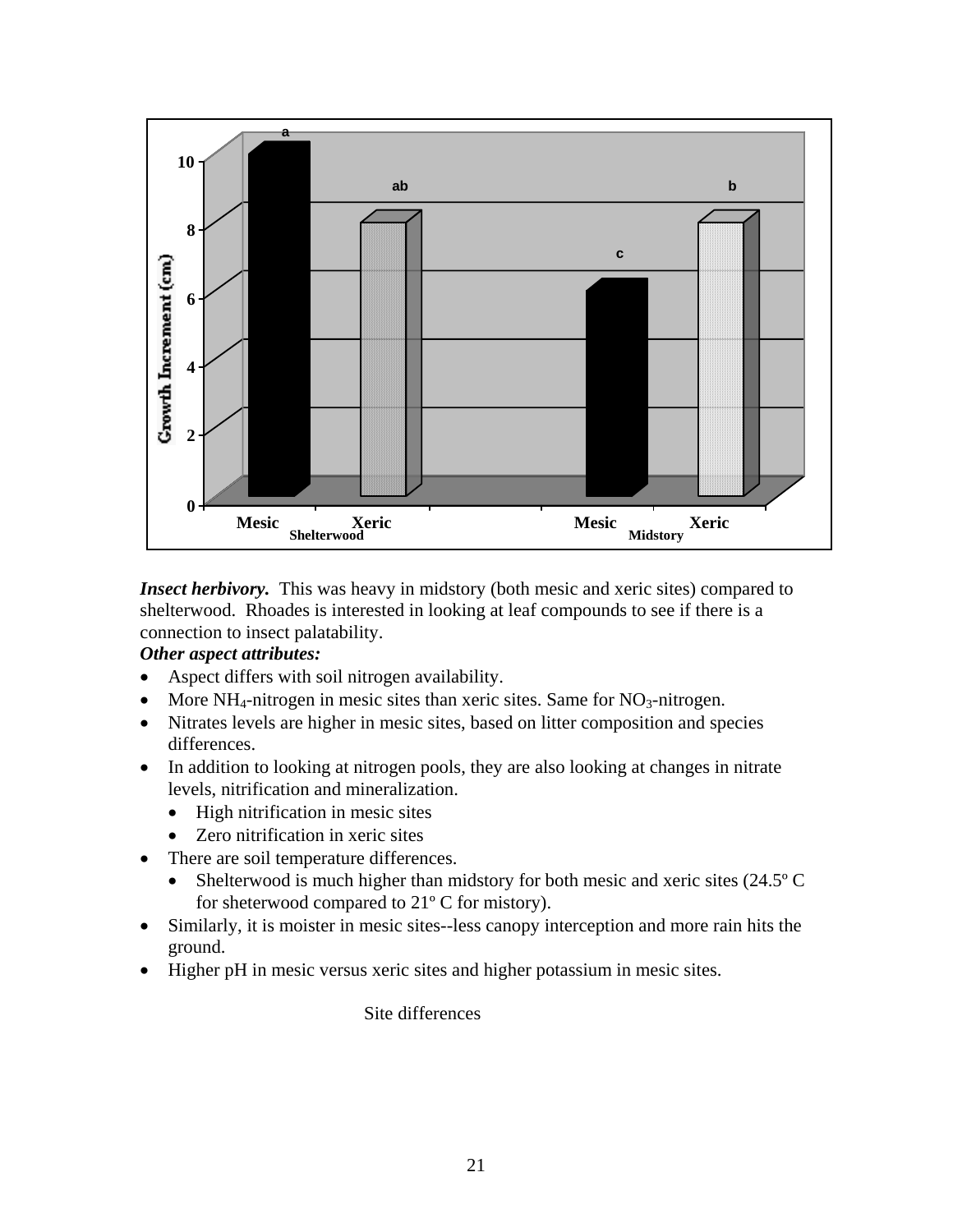*Insect herbivory.* This was heavy in midstory (both mesic and xeric sites) compared to shelterwood. Rhoades is interested in looking at leaf compounds to see if there is a connection to insect palatability.

***Other aspect attributes:***

- Aspect differs with soil nitrogen availability.
- More $NH_4$-nitrogen in mesic sites than xeric sites. Same for $NO_3$-nitrogen.
- Nitrates levels are higher in mesic sites, based on litter composition and species differences.
- In addition to looking at nitrogen pools, they are also looking at changes in nitrate levels, nitrification and mineralization.
  - High nitrification in mesic sites
  - Zero nitrification in xeric sites
- There are soil temperature differences.
  - Shelterwood is much higher than midstory for both mesic and xeric sites (24.5º C for sheterwood compared to 21º C for mistory).
- Similarly, it is moister in mesic sites--less canopy interception and more rain hits the ground.
- Higher pH in mesic versus xeric sites and higher potassium in mesic sites.

Site differences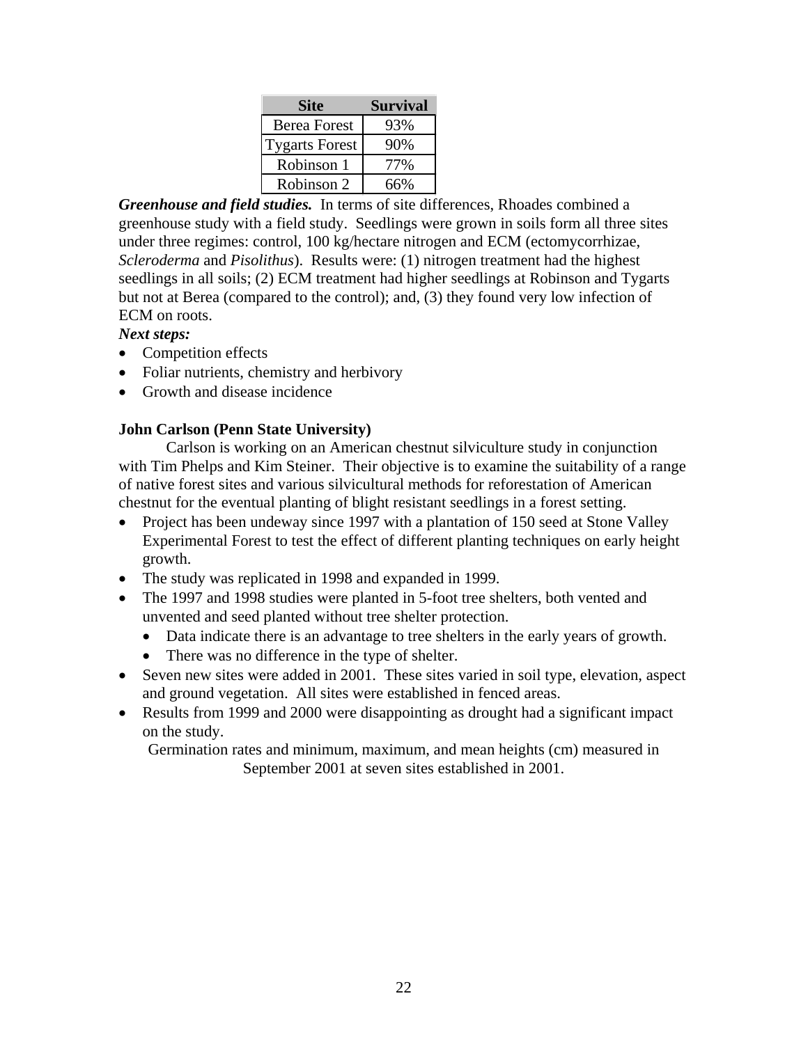| Site | Survival |
|---|---|
| Berea Forest | 93% |
| Tygarts Forest | 90% |
| Robinson 1 | 77% |
| Robinson 2 | 66% |

***Greenhouse and field studies.*** In terms of site differences, Rhoades combined a greenhouse study with a field study. Seedlings were grown in soils form all three sites under three regimes: control, 100 kg/hectare nitrogen and ECM (ectomycorrhizae, *Scleroderma* and *Pisolithus*). Results were: (1) nitrogen treatment had the highest seedlings in all soils; (2) ECM treatment had higher seedlings at Robinson and Tygarts but not at Berea (compared to the control); and, (3) they found very low infection of ECM on roots.

***Next steps:***

- Competition effects
- Foliar nutrients, chemistry and herbivory
- Growth and disease incidence

**John Carlson (Penn State University)**

Carlson is working on an American chestnut silviculture study in conjunction with Tim Phelps and Kim Steiner. Their objective is to examine the suitability of a range of native forest sites and various silvicultural methods for reforestation of American chestnut for the eventual planting of blight resistant seedlings in a forest setting.

- Project has been undeway since 1997 with a plantation of 150 seed at Stone Valley Experimental Forest to test the effect of different planting techniques on early height growth.
- The study was replicated in 1998 and expanded in 1999.
- The 1997 and 1998 studies were planted in 5-foot tree shelters, both vented and unvented and seed planted without tree shelter protection.
  - Data indicate there is an advantage to tree shelters in the early years of growth.
  - There was no difference in the type of shelter.
- Seven new sites were added in 2001. These sites varied in soil type, elevation, aspect and ground vegetation. All sites were established in fenced areas.
- Results from 1999 and 2000 were disappointing as drought had a significant impact on the study.

Germination rates and minimum, maximum, and mean heights (cm) measured in September 2001 at seven sites established in 2001.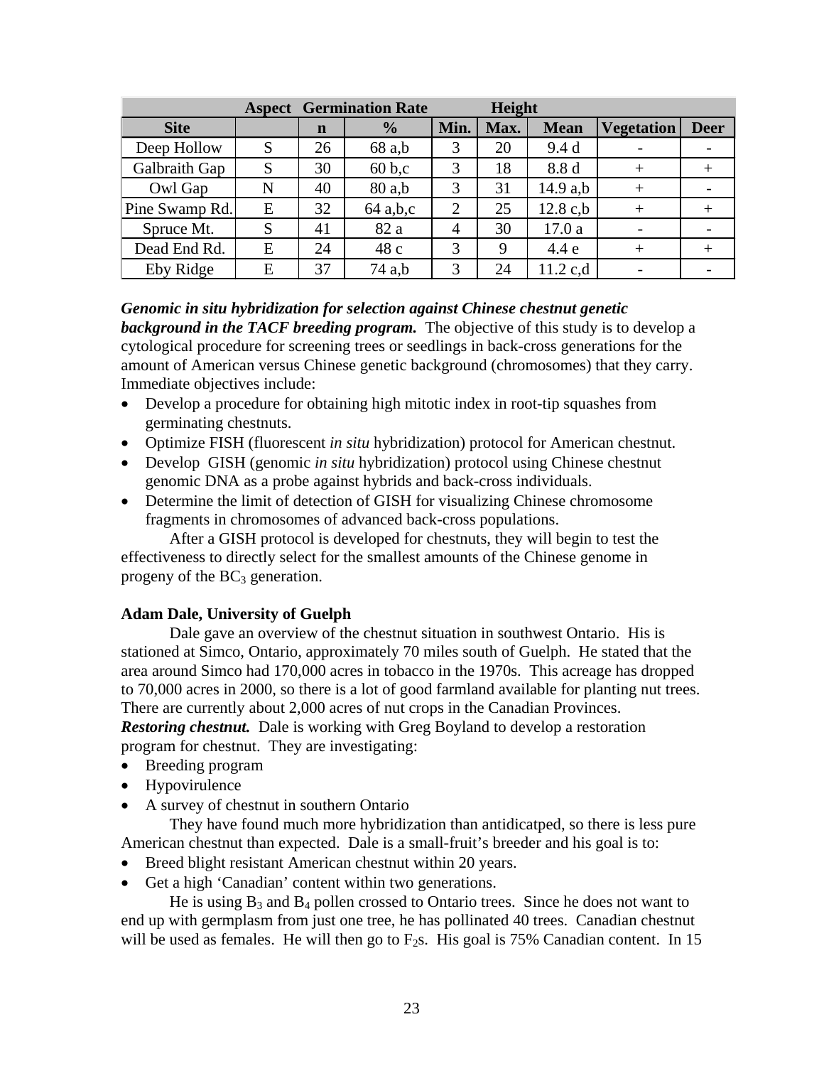| Site | Aspect | Germination Rate | | Height | | | Vegetation | Deer |
|---|---|---|---|---|---|---|---|---|
| | | n | % | Min. | Max. | Mean | | |
| Deep Hollow | S | 26 | 68 a,b | 3 | 20 | 9.4 d | - | - |
| Galbraith Gap | S | 30 | 60 b,c | 3 | 18 | 8.8 d | + | + |
| Owl Gap | N | 40 | 80 a,b | 3 | 31 | 14.9 a,b | + | - |
| Pine Swamp Rd. | E | 32 | 64 a,b,c | 2 | 25 | 12.8 c,b | + | + |
| Spruce Mt. | S | 41 | 82 a | 4 | 30 | 17.0 a | - | - |
| Dead End Rd. | E | 24 | 48 c | 3 | 9 | 4.4 e | + | + |
| Eby Ridge | E | 37 | 74 a,b | 3 | 24 | 11.2 c,d | - | - |

***Genomic in situ hybridization for selection against Chinese chestnut genetic background in the TACF breeding program.*** The objective of this study is to develop a cytological procedure for screening trees or seedlings in back-cross generations for the amount of American versus Chinese genetic background (chromosomes) that they carry. Immediate objectives include:

- Develop a procedure for obtaining high mitotic index in root-tip squashes from germinating chestnuts.
- Optimize FISH (fluorescent *in situ* hybridization) protocol for American chestnut.
- Develop GISH (genomic *in situ* hybridization) protocol using Chinese chestnut genomic DNA as a probe against hybrids and back-cross individuals.
- Determine the limit of detection of GISH for visualizing Chinese chromosome fragments in chromosomes of advanced back-cross populations.

After a GISH protocol is developed for chestnuts, they will begin to test the effectiveness to directly select for the smallest amounts of the Chinese genome in progeny of the $BC_3$ generation.

**Adam Dale, University of Guelph**

Dale gave an overview of the chestnut situation in southwest Ontario. His is stationed at Simco, Ontario, approximately 70 miles south of Guelph. He stated that the area around Simco had 170,000 acres in tobacco in the 1970s. This acreage has dropped to 70,000 acres in 2000, so there is a lot of good farmland available for planting nut trees. There are currently about 2,000 acres of nut crops in the Canadian Provinces.

***Restoring chestnut.*** Dale is working with Greg Boyland to develop a restoration program for chestnut. They are investigating:

- Breeding program
- Hypovirulence
- A survey of chestnut in southern Ontario

They have found much more hybridization than antidicatped, so there is less pure American chestnut than expected. Dale is a small-fruit's breeder and his goal is to:

- Breed blight resistant American chestnut within 20 years.
- Get a high 'Canadian' content within two generations.

He is using $B_3$ and $B_4$ pollen crossed to Ontario trees. Since he does not want to end up with germplasm from just one tree, he has pollinated 40 trees. Canadian chestnut will be used as females. He will then go to $F_2$s. His goal is 75% Canadian content. In 15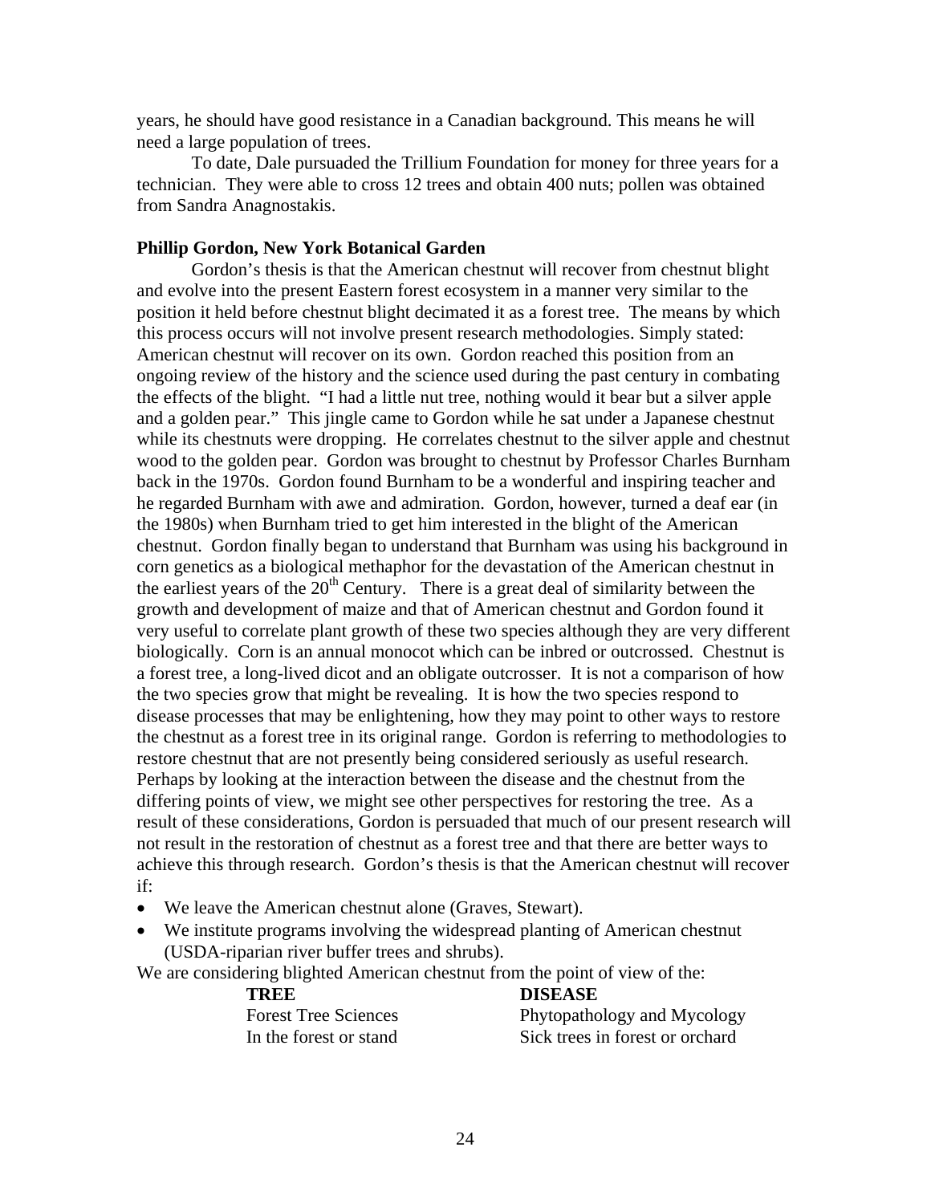years, he should have good resistance in a Canadian background. This means he will need a large population of trees.

To date, Dale pursuaded the Trillium Foundation for money for three years for a technician. They were able to cross 12 trees and obtain 400 nuts; pollen was obtained from Sandra Anagnostakis.

**Phillip Gordon, New York Botanical Garden**

Gordon's thesis is that the American chestnut will recover from chestnut blight and evolve into the present Eastern forest ecosystem in a manner very similar to the position it held before chestnut blight decimated it as a forest tree. The means by which this process occurs will not involve present research methodologies. Simply stated: American chestnut will recover on its own. Gordon reached this position from an ongoing review of the history and the science used during the past century in combating the effects of the blight. "I had a little nut tree, nothing would it bear but a silver apple and a golden pear." This jingle came to Gordon while he sat under a Japanese chestnut while its chestnuts were dropping. He correlates chestnut to the silver apple and chestnut wood to the golden pear. Gordon was brought to chestnut by Professor Charles Burnham back in the 1970s. Gordon found Burnham to be a wonderful and inspiring teacher and he regarded Burnham with awe and admiration. Gordon, however, turned a deaf ear (in the 1980s) when Burnham tried to get him interested in the blight of the American chestnut. Gordon finally began to understand that Burnham was using his background in corn genetics as a biological methaphor for the devastation of the American chestnut in the earliest years of the 20th Century. There is a great deal of similarity between the growth and development of maize and that of American chestnut and Gordon found it very useful to correlate plant growth of these two species although they are very different biologically. Corn is an annual monocot which can be inbred or outcrossed. Chestnut is a forest tree, a long-lived dicot and an obligate outcrosser. It is not a comparison of how the two species grow that might be revealing. It is how the two species respond to disease processes that may be enlightening, how they may point to other ways to restore the chestnut as a forest tree in its original range. Gordon is referring to methodologies to restore chestnut that are not presently being considered seriously as useful research. Perhaps by looking at the interaction between the disease and the chestnut from the differing points of view, we might see other perspectives for restoring the tree. As a result of these considerations, Gordon is persuaded that much of our present research will not result in the restoration of chestnut as a forest tree and that there are better ways to achieve this through research. Gordon's thesis is that the American chestnut will recover if:

- We leave the American chestnut alone (Graves, Stewart).
- We institute programs involving the widespread planting of American chestnut (USDA-riparian river buffer trees and shrubs).

We are considering blighted American chestnut from the point of view of the:

| **TREE** | **DISEASE** |
|---|---|
| Forest Tree Sciences | Phytopathology and Mycology |
| In the forest or stand | Sick trees in forest or orchard |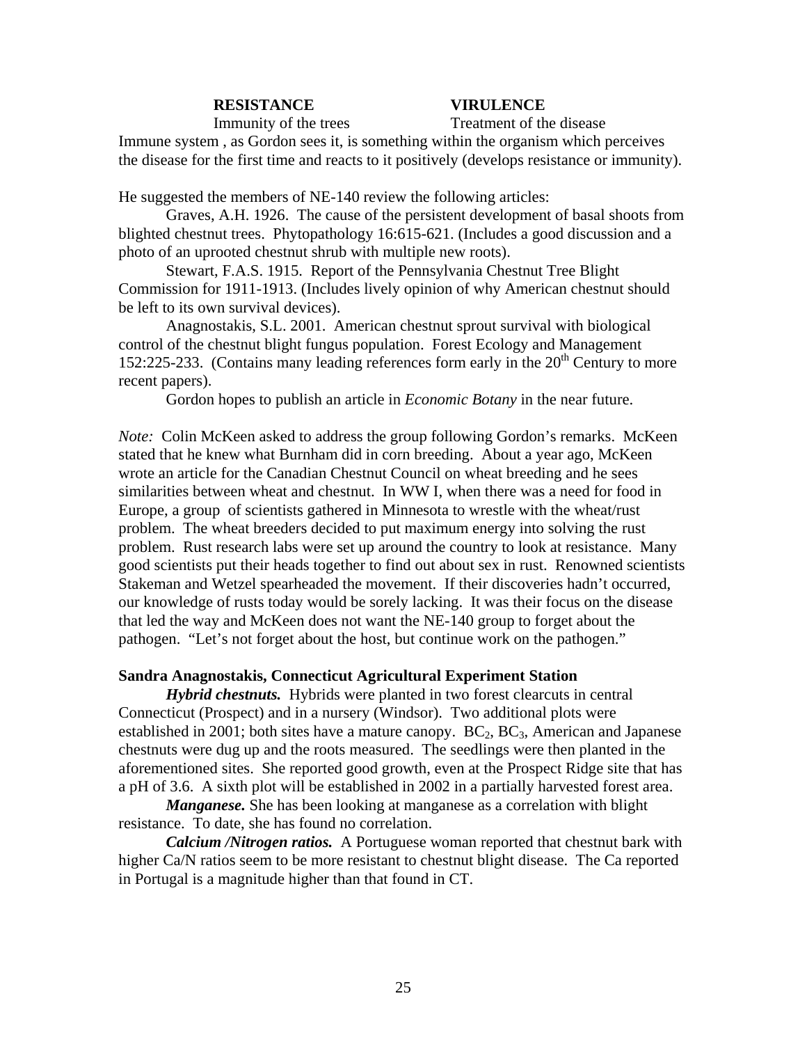| **RESISTANCE** | **VIRULENCE** |
|---|---|
| Immunity of the trees | Treatment of the disease |

Immune system , as Gordon sees it, is something within the organism which perceives the disease for the first time and reacts to it positively (develops resistance or immunity).

He suggested the members of NE-140 review the following articles:

Graves, A.H. 1926. The cause of the persistent development of basal shoots from blighted chestnut trees. Phytopathology 16:615-621. (Includes a good discussion and a photo of an uprooted chestnut shrub with multiple new roots).

Stewart, F.A.S. 1915. Report of the Pennsylvania Chestnut Tree Blight Commission for 1911-1913. (Includes lively opinion of why American chestnut should be left to its own survival devices).

Anagnostakis, S.L. 2001. American chestnut sprout survival with biological control of the chestnut blight fungus population. Forest Ecology and Management 152:225-233. (Contains many leading references form early in the 20th Century to more recent papers).

Gordon hopes to publish an article in *Economic Botany* in the near future.

*Note:* Colin McKeen asked to address the group following Gordon's remarks. McKeen stated that he knew what Burnham did in corn breeding. About a year ago, McKeen wrote an article for the Canadian Chestnut Council on wheat breeding and he sees similarities between wheat and chestnut. In WW I, when there was a need for food in Europe, a group of scientists gathered in Minnesota to wrestle with the wheat/rust problem. The wheat breeders decided to put maximum energy into solving the rust problem. Rust research labs were set up around the country to look at resistance. Many good scientists put their heads together to find out about sex in rust. Renowned scientists Stakeman and Wetzel spearheaded the movement. If their discoveries hadn't occurred, our knowledge of rusts today would be sorely lacking. It was their focus on the disease that led the way and McKeen does not want the NE-140 group to forget about the pathogen. "Let's not forget about the host, but continue work on the pathogen."

**Sandra Anagnostakis, Connecticut Agricultural Experiment Station**

***Hybrid chestnuts.*** Hybrids were planted in two forest clearcuts in central Connecticut (Prospect) and in a nursery (Windsor). Two additional plots were established in 2001; both sites have a mature canopy. $BC_2$, $BC_3$, American and Japanese chestnuts were dug up and the roots measured. The seedlings were then planted in the aforementioned sites. She reported good growth, even at the Prospect Ridge site that has a pH of 3.6. A sixth plot will be established in 2002 in a partially harvested forest area.

***Manganese.*** She has been looking at manganese as a correlation with blight resistance. To date, she has found no correlation.

***Calcium /Nitrogen ratios.*** A Portuguese woman reported that chestnut bark with higher Ca/N ratios seem to be more resistant to chestnut blight disease. The Ca reported in Portugal is a magnitude higher than that found in CT.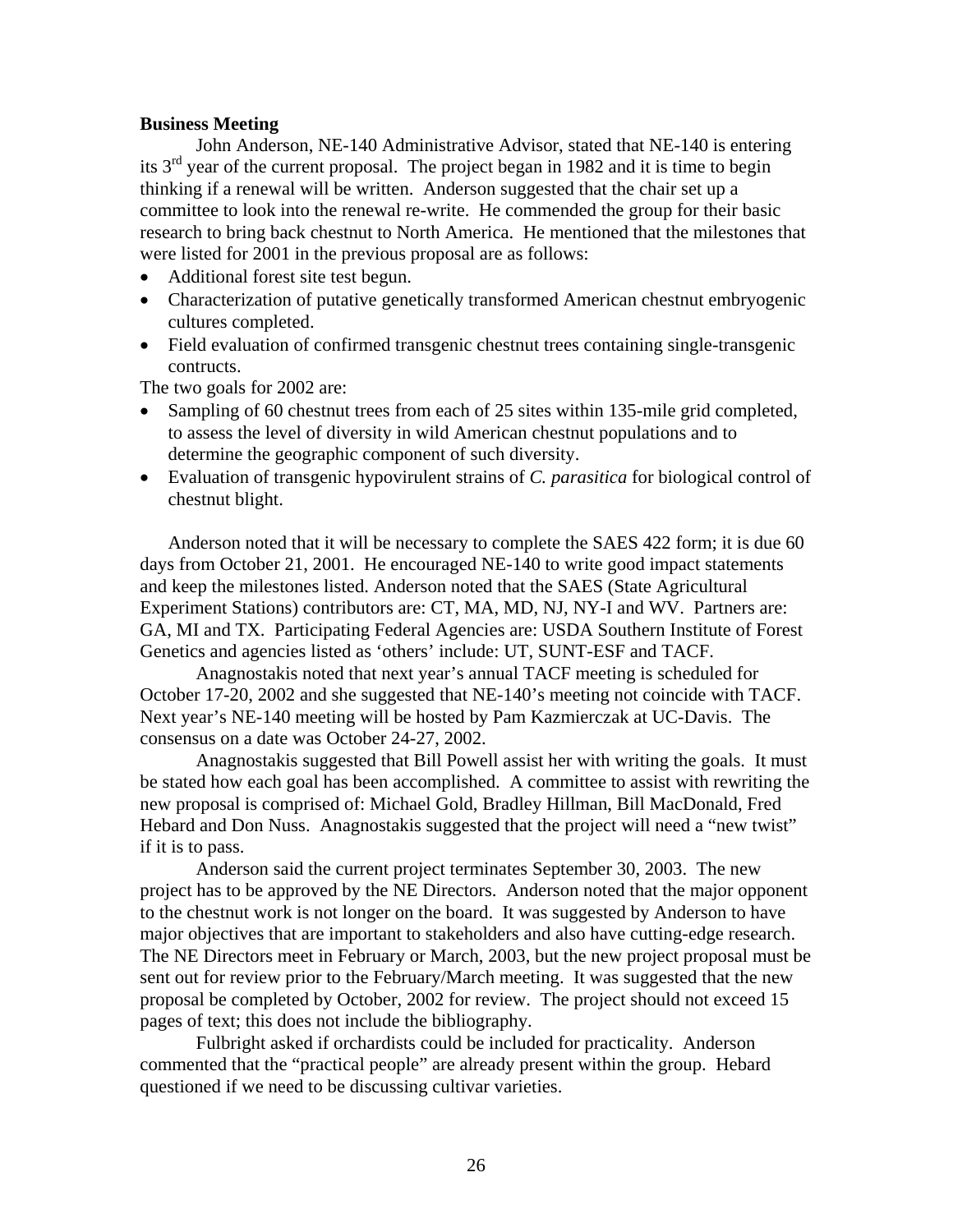**Business Meeting**

John Anderson, NE-140 Administrative Advisor, stated that NE-140 is entering its 3rd year of the current proposal. The project began in 1982 and it is time to begin thinking if a renewal will be written. Anderson suggested that the chair set up a committee to look into the renewal re-write. He commended the group for their basic research to bring back chestnut to North America. He mentioned that the milestones that were listed for 2001 in the previous proposal are as follows:

- Additional forest site test begun.
- Characterization of putative genetically transformed American chestnut embryogenic cultures completed.
- Field evaluation of confirmed transgenic chestnut trees containing single-transgenic contructs.

The two goals for 2002 are:

- Sampling of 60 chestnut trees from each of 25 sites within 135-mile grid completed, to assess the level of diversity in wild American chestnut populations and to determine the geographic component of such diversity.
- Evaluation of transgenic hypovirulent strains of *C. parasitica* for biological control of chestnut blight.

Anderson noted that it will be necessary to complete the SAES 422 form; it is due 60 days from October 21, 2001. He encouraged NE-140 to write good impact statements and keep the milestones listed. Anderson noted that the SAES (State Agricultural Experiment Stations) contributors are: CT, MA, MD, NJ, NY-I and WV. Partners are: GA, MI and TX. Participating Federal Agencies are: USDA Southern Institute of Forest Genetics and agencies listed as 'others' include: UT, SUNT-ESF and TACF.

Anagnostakis noted that next year's annual TACF meeting is scheduled for October 17-20, 2002 and she suggested that NE-140's meeting not coincide with TACF. Next year's NE-140 meeting will be hosted by Pam Kazmierczak at UC-Davis. The consensus on a date was October 24-27, 2002.

Anagnostakis suggested that Bill Powell assist her with writing the goals. It must be stated how each goal has been accomplished. A committee to assist with rewriting the new proposal is comprised of: Michael Gold, Bradley Hillman, Bill MacDonald, Fred Hebard and Don Nuss. Anagnostakis suggested that the project will need a "new twist" if it is to pass.

Anderson said the current project terminates September 30, 2003. The new project has to be approved by the NE Directors. Anderson noted that the major opponent to the chestnut work is not longer on the board. It was suggested by Anderson to have major objectives that are important to stakeholders and also have cutting-edge research. The NE Directors meet in February or March, 2003, but the new project proposal must be sent out for review prior to the February/March meeting. It was suggested that the new proposal be completed by October, 2002 for review. The project should not exceed 15 pages of text; this does not include the bibliography.

Fulbright asked if orchardists could be included for practicality. Anderson commented that the "practical people" are already present within the group. Hebard questioned if we need to be discussing cultivar varieties.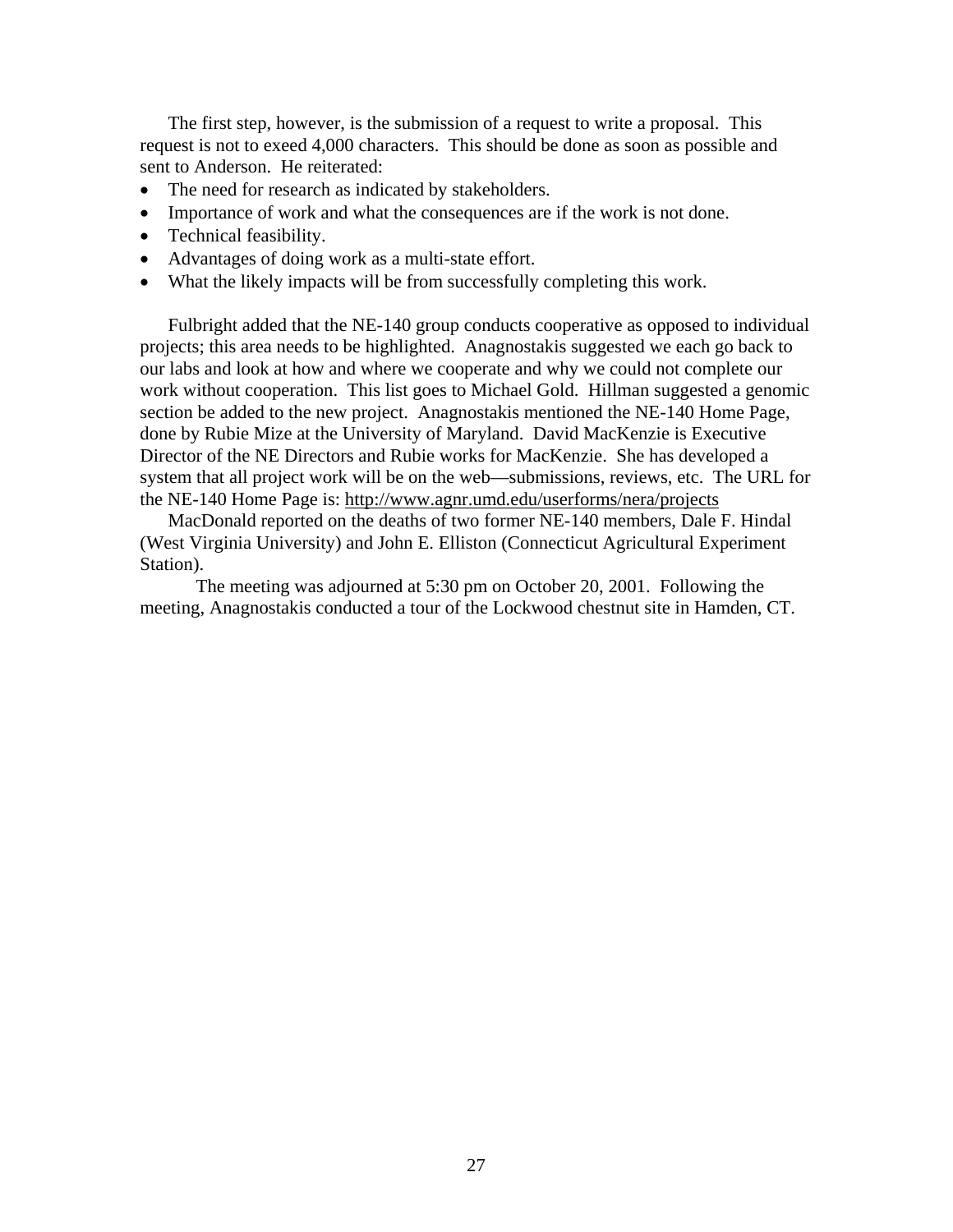The first step, however, is the submission of a request to write a proposal. This request is not to exeed 4,000 characters. This should be done as soon as possible and sent to Anderson. He reiterated:

- The need for research as indicated by stakeholders.
- Importance of work and what the consequences are if the work is not done.
- Technical feasibility.
- Advantages of doing work as a multi-state effort.
- What the likely impacts will be from successfully completing this work.

Fulbright added that the NE-140 group conducts cooperative as opposed to individual projects; this area needs to be highlighted. Anagnostakis suggested we each go back to our labs and look at how and where we cooperate and why we could not complete our work without cooperation. This list goes to Michael Gold. Hillman suggested a genomic section be added to the new project. Anagnostakis mentioned the NE-140 Home Page, done by Rubie Mize at the University of Maryland. David MacKenzie is Executive Director of the NE Directors and Rubie works for MacKenzie. She has developed a system that all project work will be on the web—submissions, reviews, etc. The URL for the NE-140 Home Page is: http://www.agnr.umd.edu/userforms/nera/projects

MacDonald reported on the deaths of two former NE-140 members, Dale F. Hindal (West Virginia University) and John E. Elliston (Connecticut Agricultural Experiment Station).

The meeting was adjourned at 5:30 pm on October 20, 2001. Following the meeting, Anagnostakis conducted a tour of the Lockwood chestnut site in Hamden, CT.